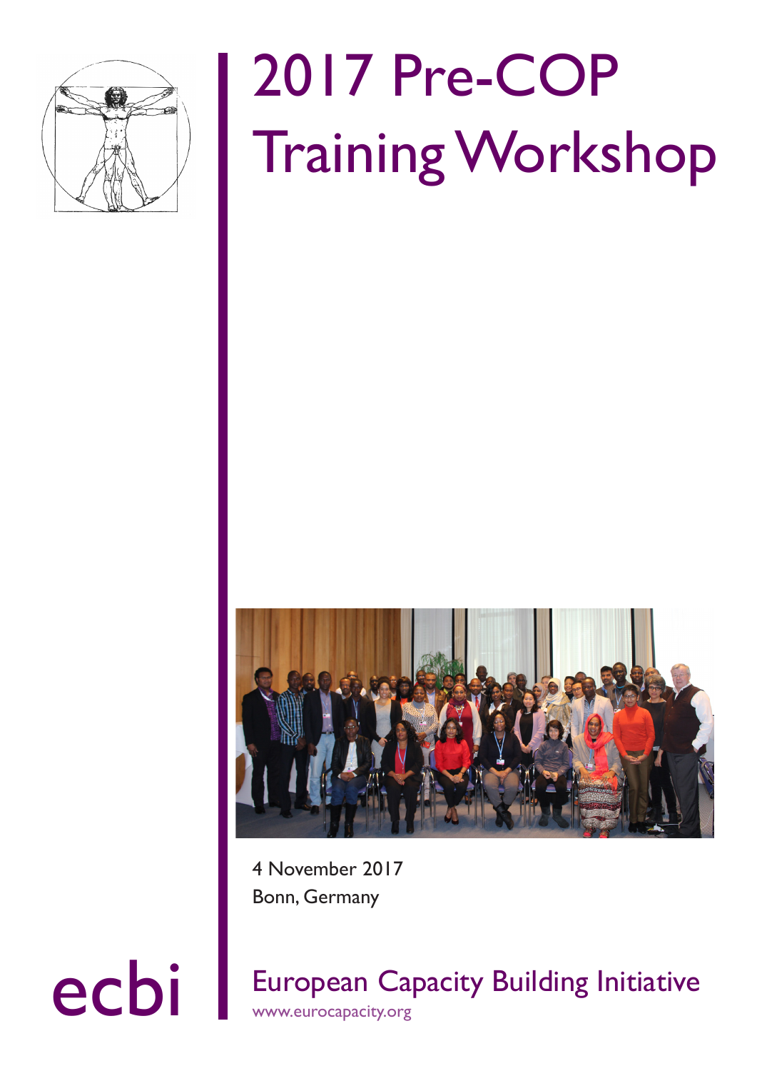# 2017 Pre-COP Training Workshop

4 November 2017
Bonn, Germany

ecbi

European Capacity Building Initiative
www.eurocapacity.org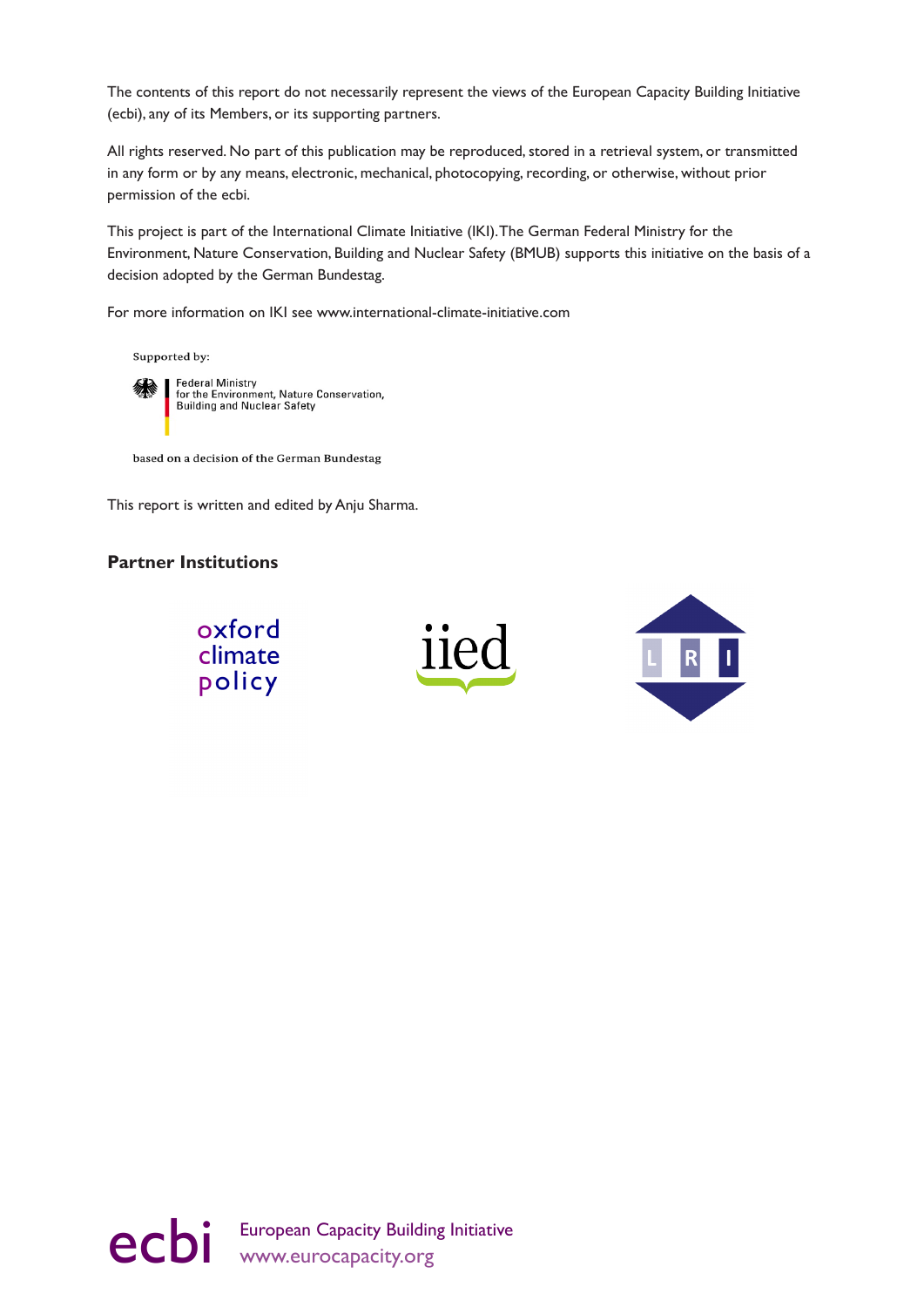The contents of this report do not necessarily represent the views of the European Capacity Building Initiative (ecbi), any of its Members, or its supporting partners.

All rights reserved. No part of this publication may be reproduced, stored in a retrieval system, or transmitted in any form or by any means, electronic, mechanical, photocopying, recording, or otherwise, without prior permission of the ecbi.

This project is part of the International Climate Initiative (IKI). The German Federal Ministry for the Environment, Nature Conservation, Building and Nuclear Safety (BMUB) supports this initiative on the basis of a decision adopted by the German Bundestag.

For more information on IKI see www.international-climate-initiative.com

Supported by:

Federal Ministry
for the Environment, Nature Conservation, Building and Nuclear Safety

based on a decision of the German Bundestag

This report is written and edited by Anju Sharma.

**Partner Institutions**

oxford climate policy

iied

LRI

ecbi European Capacity Building Initiative
www.eurocapacity.org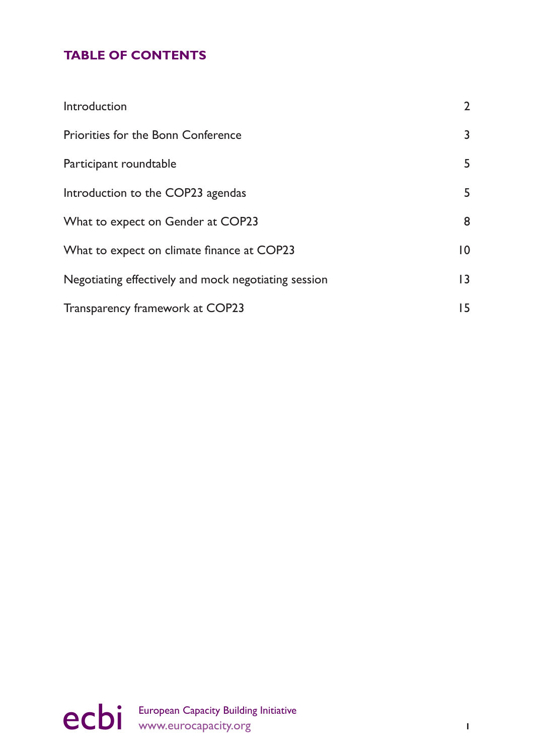## TABLE OF CONTENTS

| | |
|---|---|
| Introduction | 2 |
| Priorities for the Bonn Conference | 3 |
| Participant roundtable | 5 |
| Introduction to the COP23 agendas | 5 |
| What to expect on Gender at COP23 | 8 |
| What to expect on climate finance at COP23 | 10 |
| Negotiating effectively and mock negotiating session | 13 |
| Transparency framework at COP23 | 15 |

ecbi European Capacity Building Initiative
www.eurocapacity.org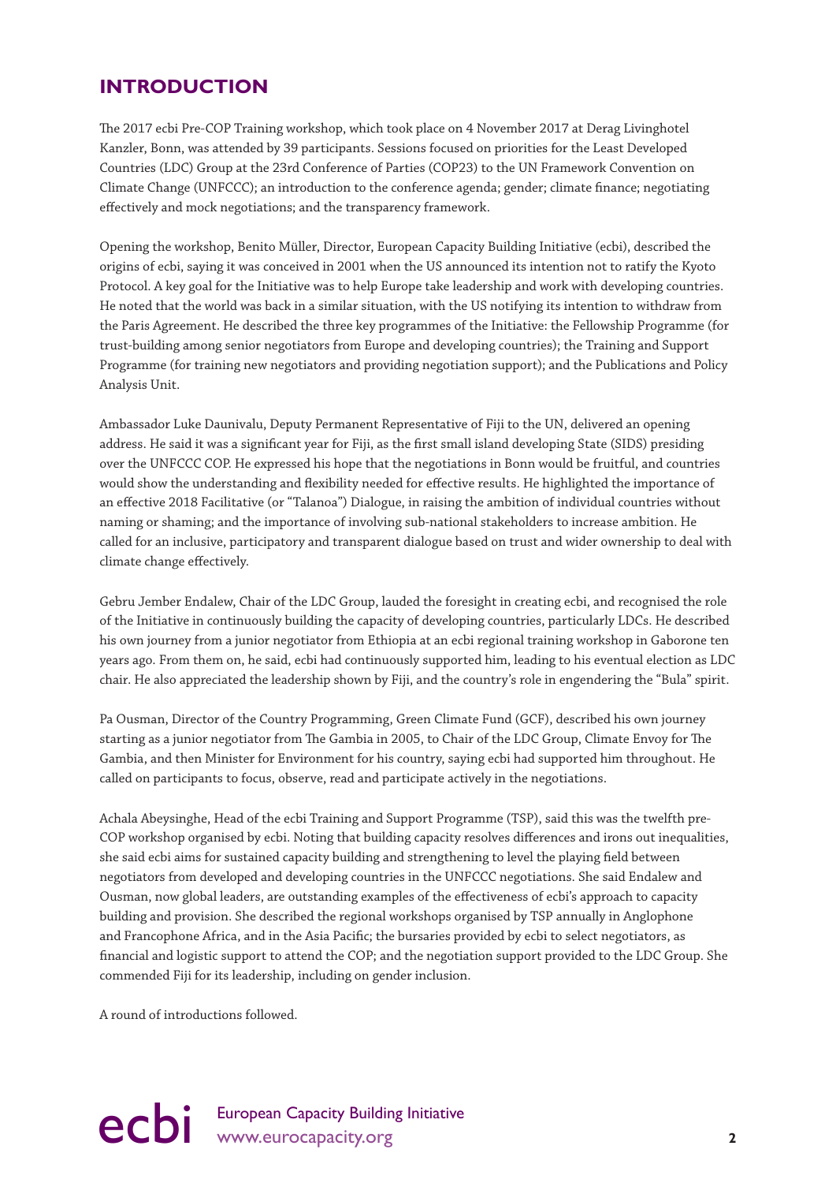# INTRODUCTION

The 2017 ecbi Pre-COP Training workshop, which took place on 4 November 2017 at Derag Livinghotel Kanzler, Bonn, was attended by 39 participants. Sessions focused on priorities for the Least Developed Countries (LDC) Group at the 23rd Conference of Parties (COP23) to the UN Framework Convention on Climate Change (UNFCCC); an introduction to the conference agenda; gender; climate finance; negotiating effectively and mock negotiations; and the transparency framework.

Opening the workshop, Benito Müller, Director, European Capacity Building Initiative (ecbi), described the origins of ecbi, saying it was conceived in 2001 when the US announced its intention not to ratify the Kyoto Protocol. A key goal for the Initiative was to help Europe take leadership and work with developing countries. He noted that the world was back in a similar situation, with the US notifying its intention to withdraw from the Paris Agreement. He described the three key programmes of the Initiative: the Fellowship Programme (for trust-building among senior negotiators from Europe and developing countries); the Training and Support Programme (for training new negotiators and providing negotiation support); and the Publications and Policy Analysis Unit.

Ambassador Luke Daunivalu, Deputy Permanent Representative of Fiji to the UN, delivered an opening address. He said it was a significant year for Fiji, as the first small island developing State (SIDS) presiding over the UNFCCC COP. He expressed his hope that the negotiations in Bonn would be fruitful, and countries would show the understanding and flexibility needed for effective results. He highlighted the importance of an effective 2018 Facilitative (or "Talanoa") Dialogue, in raising the ambition of individual countries without naming or shaming; and the importance of involving sub-national stakeholders to increase ambition. He called for an inclusive, participatory and transparent dialogue based on trust and wider ownership to deal with climate change effectively.

Gebru Jember Endalew, Chair of the LDC Group, lauded the foresight in creating ecbi, and recognised the role of the Initiative in continuously building the capacity of developing countries, particularly LDCs. He described his own journey from a junior negotiator from Ethiopia at an ecbi regional training workshop in Gaborone ten years ago. From them on, he said, ecbi had continuously supported him, leading to his eventual election as LDC chair. He also appreciated the leadership shown by Fiji, and the country's role in engendering the "Bula" spirit.

Pa Ousman, Director of the Country Programming, Green Climate Fund (GCF), described his own journey starting as a junior negotiator from The Gambia in 2005, to Chair of the LDC Group, Climate Envoy for The Gambia, and then Minister for Environment for his country, saying ecbi had supported him throughout. He called on participants to focus, observe, read and participate actively in the negotiations.

Achala Abeysinghe, Head of the ecbi Training and Support Programme (TSP), said this was the twelfth pre-COP workshop organised by ecbi. Noting that building capacity resolves differences and irons out inequalities, she said ecbi aims for sustained capacity building and strengthening to level the playing field between negotiators from developed and developing countries in the UNFCCC negotiations. She said Endalew and Ousman, now global leaders, are outstanding examples of the effectiveness of ecbi's approach to capacity building and provision. She described the regional workshops organised by TSP annually in Anglophone and Francophone Africa, and in the Asia Pacific; the bursaries provided by ecbi to select negotiators, as financial and logistic support to attend the COP; and the negotiation support provided to the LDC Group. She commended Fiji for its leadership, including on gender inclusion.

A round of introductions followed.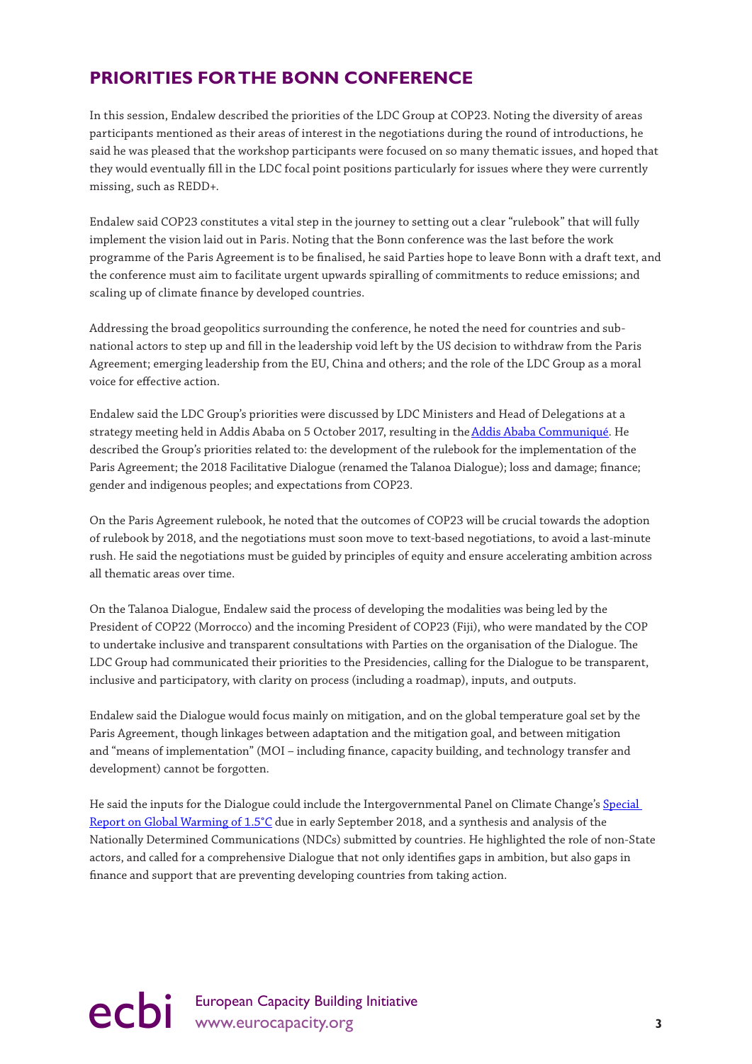## PRIORITIES FOR THE BONN CONFERENCE

In this session, Endalew described the priorities of the LDC Group at COP23. Noting the diversity of areas participants mentioned as their areas of interest in the negotiations during the round of introductions, he said he was pleased that the workshop participants were focused on so many thematic issues, and hoped that they would eventually fill in the LDC focal point positions particularly for issues where they were currently missing, such as REDD+.

Endalew said COP23 constitutes a vital step in the journey to setting out a clear "rulebook" that will fully implement the vision laid out in Paris. Noting that the Bonn conference was the last before the work programme of the Paris Agreement is to be finalised, he said Parties hope to leave Bonn with a draft text, and the conference must aim to facilitate urgent upwards spiralling of commitments to reduce emissions; and scaling up of climate finance by developed countries.

Addressing the broad geopolitics surrounding the conference, he noted the need for countries and sub-national actors to step up and fill in the leadership void left by the US decision to withdraw from the Paris Agreement; emerging leadership from the EU, China and others; and the role of the LDC Group as a moral voice for effective action.

Endalew said the LDC Group's priorities were discussed by LDC Ministers and Head of Delegations at a strategy meeting held in Addis Ababa on 5 October 2017, resulting in the Addis Ababa Communiqué. He described the Group's priorities related to: the development of the rulebook for the implementation of the Paris Agreement; the 2018 Facilitative Dialogue (renamed the Talanoa Dialogue); loss and damage; finance; gender and indigenous peoples; and expectations from COP23.

On the Paris Agreement rulebook, he noted that the outcomes of COP23 will be crucial towards the adoption of rulebook by 2018, and the negotiations must soon move to text-based negotiations, to avoid a last-minute rush. He said the negotiations must be guided by principles of equity and ensure accelerating ambition across all thematic areas over time.

On the Talanoa Dialogue, Endalew said the process of developing the modalities was being led by the President of COP22 (Morrocco) and the incoming President of COP23 (Fiji), who were mandated by the COP to undertake inclusive and transparent consultations with Parties on the organisation of the Dialogue. The LDC Group had communicated their priorities to the Presidencies, calling for the Dialogue to be transparent, inclusive and participatory, with clarity on process (including a roadmap), inputs, and outputs.

Endalew said the Dialogue would focus mainly on mitigation, and on the global temperature goal set by the Paris Agreement, though linkages between adaptation and the mitigation goal, and between mitigation and "means of implementation" (MOI – including finance, capacity building, and technology transfer and development) cannot be forgotten.

He said the inputs for the Dialogue could include the Intergovernmental Panel on Climate Change's Special Report on Global Warming of 1.5°C due in early September 2018, and a synthesis and analysis of the Nationally Determined Communications (NDCs) submitted by countries. He highlighted the role of non-State actors, and called for a comprehensive Dialogue that not only identifies gaps in ambition, but also gaps in finance and support that are preventing developing countries from taking action.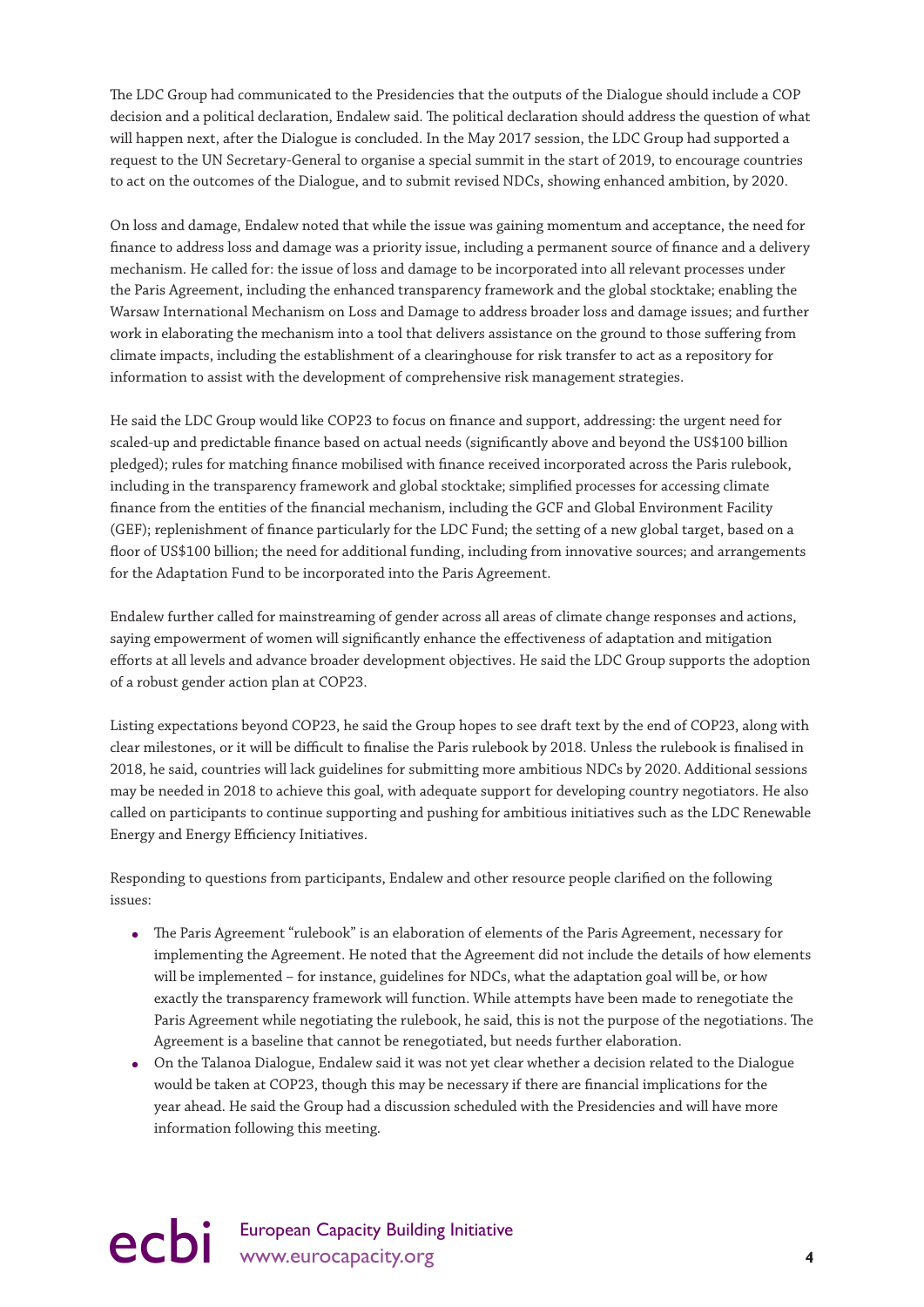The LDC Group had communicated to the Presidencies that the outputs of the Dialogue should include a COP decision and a political declaration, Endalew said. The political declaration should address the question of what will happen next, after the Dialogue is concluded. In the May 2017 session, the LDC Group had supported a request to the UN Secretary-General to organise a special summit in the start of 2019, to encourage countries to act on the outcomes of the Dialogue, and to submit revised NDCs, showing enhanced ambition, by 2020.

On loss and damage, Endalew noted that while the issue was gaining momentum and acceptance, the need for finance to address loss and damage was a priority issue, including a permanent source of finance and a delivery mechanism. He called for: the issue of loss and damage to be incorporated into all relevant processes under the Paris Agreement, including the enhanced transparency framework and the global stocktake; enabling the Warsaw International Mechanism on Loss and Damage to address broader loss and damage issues; and further work in elaborating the mechanism into a tool that delivers assistance on the ground to those suffering from climate impacts, including the establishment of a clearinghouse for risk transfer to act as a repository for information to assist with the development of comprehensive risk management strategies.

He said the LDC Group would like COP23 to focus on finance and support, addressing: the urgent need for scaled-up and predictable finance based on actual needs (significantly above and beyond the US$100 billion pledged); rules for matching finance mobilised with finance received incorporated across the Paris rulebook, including in the transparency framework and global stocktake; simplified processes for accessing climate finance from the entities of the financial mechanism, including the GCF and Global Environment Facility (GEF); replenishment of finance particularly for the LDC Fund; the setting of a new global target, based on a floor of US$100 billion; the need for additional funding, including from innovative sources; and arrangements for the Adaptation Fund to be incorporated into the Paris Agreement.

Endalew further called for mainstreaming of gender across all areas of climate change responses and actions, saying empowerment of women will significantly enhance the effectiveness of adaptation and mitigation efforts at all levels and advance broader development objectives. He said the LDC Group supports the adoption of a robust gender action plan at COP23.

Listing expectations beyond COP23, he said the Group hopes to see draft text by the end of COP23, along with clear milestones, or it will be difficult to finalise the Paris rulebook by 2018. Unless the rulebook is finalised in 2018, he said, countries will lack guidelines for submitting more ambitious NDCs by 2020. Additional sessions may be needed in 2018 to achieve this goal, with adequate support for developing country negotiators. He also called on participants to continue supporting and pushing for ambitious initiatives such as the LDC Renewable Energy and Energy Efficiency Initiatives.

Responding to questions from participants, Endalew and other resource people clarified on the following issues:

- The Paris Agreement "rulebook" is an elaboration of elements of the Paris Agreement, necessary for implementing the Agreement. He noted that the Agreement did not include the details of how elements will be implemented – for instance, guidelines for NDCs, what the adaptation goal will be, or how exactly the transparency framework will function. While attempts have been made to renegotiate the Paris Agreement while negotiating the rulebook, he said, this is not the purpose of the negotiations. The Agreement is a baseline that cannot be renegotiated, but needs further elaboration.
- On the Talanoa Dialogue, Endalew said it was not yet clear whether a decision related to the Dialogue would be taken at COP23, though this may be necessary if there are financial implications for the year ahead. He said the Group had a discussion scheduled with the Presidencies and will have more information following this meeting.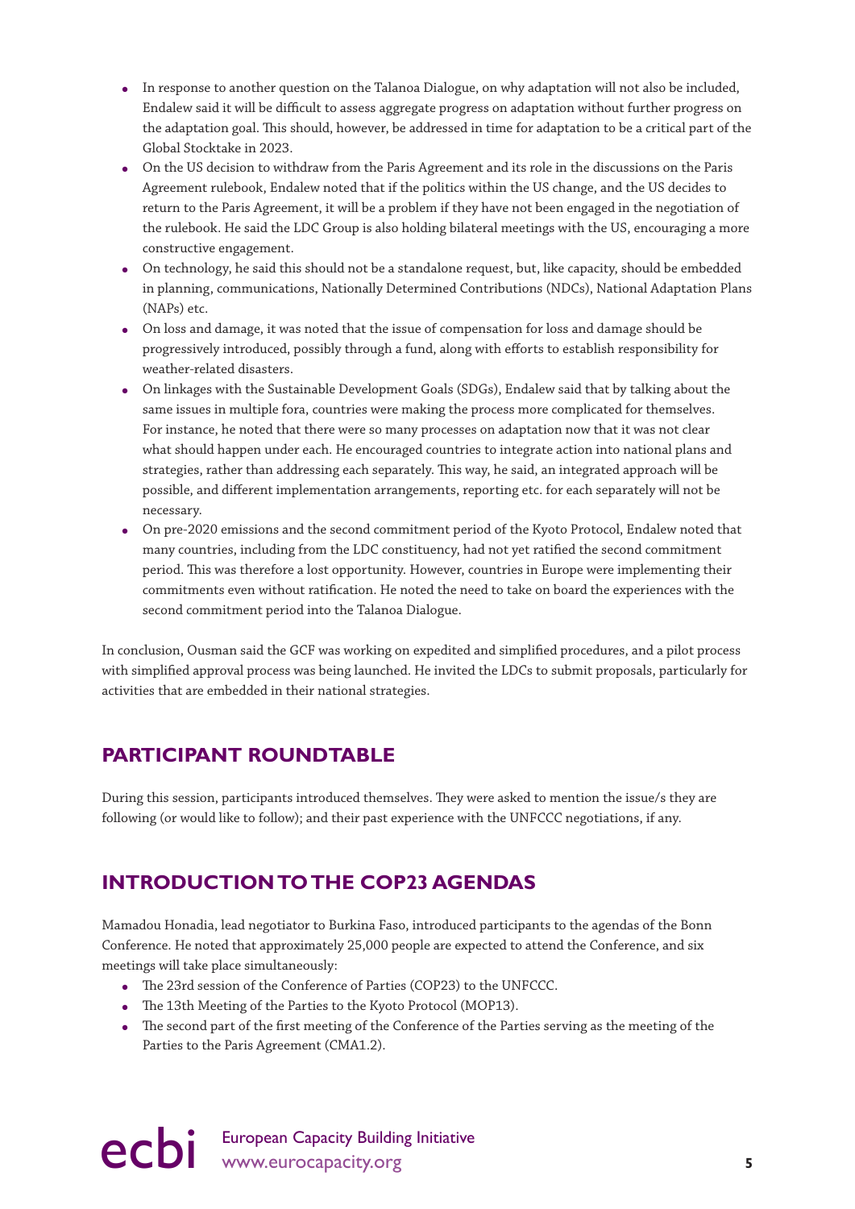- In response to another question on the Talanoa Dialogue, on why adaptation will not also be included, Endalew said it will be difficult to assess aggregate progress on adaptation without further progress on the adaptation goal. This should, however, be addressed in time for adaptation to be a critical part of the Global Stocktake in 2023.
- On the US decision to withdraw from the Paris Agreement and its role in the discussions on the Paris Agreement rulebook, Endalew noted that if the politics within the US change, and the US decides to return to the Paris Agreement, it will be a problem if they have not been engaged in the negotiation of the rulebook. He said the LDC Group is also holding bilateral meetings with the US, encouraging a more constructive engagement.
- On technology, he said this should not be a standalone request, but, like capacity, should be embedded in planning, communications, Nationally Determined Contributions (NDCs), National Adaptation Plans (NAPs) etc.
- On loss and damage, it was noted that the issue of compensation for loss and damage should be progressively introduced, possibly through a fund, along with efforts to establish responsibility for weather-related disasters.
- On linkages with the Sustainable Development Goals (SDGs), Endalew said that by talking about the same issues in multiple fora, countries were making the process more complicated for themselves. For instance, he noted that there were so many processes on adaptation now that it was not clear what should happen under each. He encouraged countries to integrate action into national plans and strategies, rather than addressing each separately. This way, he said, an integrated approach will be possible, and different implementation arrangements, reporting etc. for each separately will not be necessary.
- On pre-2020 emissions and the second commitment period of the Kyoto Protocol, Endalew noted that many countries, including from the LDC constituency, had not yet ratified the second commitment period. This was therefore a lost opportunity. However, countries in Europe were implementing their commitments even without ratification. He noted the need to take on board the experiences with the second commitment period into the Talanoa Dialogue.

In conclusion, Ousman said the GCF was working on expedited and simplified procedures, and a pilot process with simplified approval process was being launched. He invited the LDCs to submit proposals, particularly for activities that are embedded in their national strategies.

## PARTICIPANT ROUNDTABLE

During this session, participants introduced themselves. They were asked to mention the issue/s they are following (or would like to follow); and their past experience with the UNFCCC negotiations, if any.

## INTRODUCTION TO THE COP23 AGENDAS

Mamadou Honadia, lead negotiator to Burkina Faso, introduced participants to the agendas of the Bonn Conference. He noted that approximately 25,000 people are expected to attend the Conference, and six meetings will take place simultaneously:

- The 23rd session of the Conference of Parties (COP23) to the UNFCCC.
- The 13th Meeting of the Parties to the Kyoto Protocol (MOP13).
- The second part of the first meeting of the Conference of the Parties serving as the meeting of the Parties to the Paris Agreement (CMA1.2).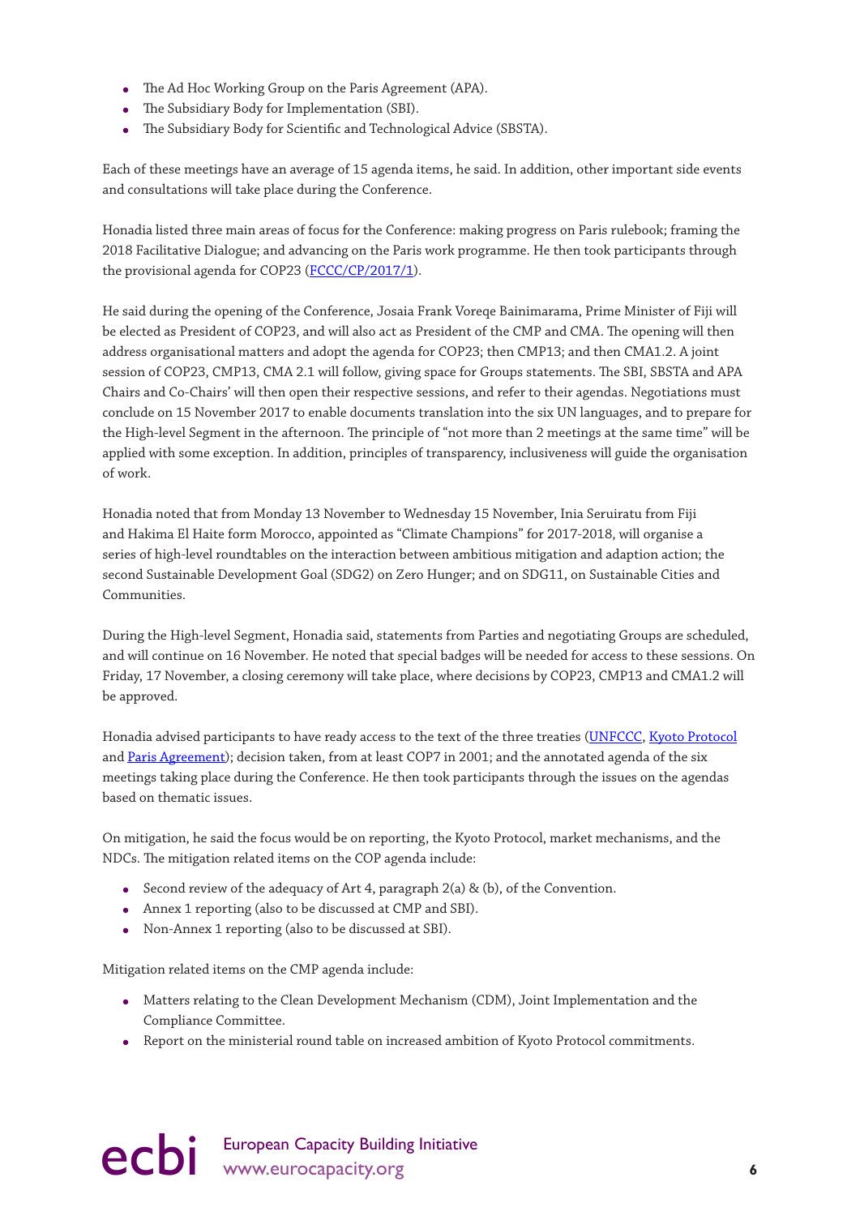- The Ad Hoc Working Group on the Paris Agreement (APA).
- The Subsidiary Body for Implementation (SBI).
- The Subsidiary Body for Scientific and Technological Advice (SBSTA).

Each of these meetings have an average of 15 agenda items, he said. In addition, other important side events and consultations will take place during the Conference.

Honadia listed three main areas of focus for the Conference: making progress on Paris rulebook; framing the 2018 Facilitative Dialogue; and advancing on the Paris work programme. He then took participants through the provisional agenda for COP23 (FCCC/CP/2017/1).

He said during the opening of the Conference, Josaia Frank Voreqe Bainimarama, Prime Minister of Fiji will be elected as President of COP23, and will also act as President of the CMP and CMA. The opening will then address organisational matters and adopt the agenda for COP23; then CMP13; and then CMA1.2. A joint session of COP23, CMP13, CMA 2.1 will follow, giving space for Groups statements. The SBI, SBSTA and APA Chairs and Co-Chairs' will then open their respective sessions, and refer to their agendas. Negotiations must conclude on 15 November 2017 to enable documents translation into the six UN languages, and to prepare for the High-level Segment in the afternoon. The principle of "not more than 2 meetings at the same time" will be applied with some exception. In addition, principles of transparency, inclusiveness will guide the organisation of work.

Honadia noted that from Monday 13 November to Wednesday 15 November, Inia Seruiratu from Fiji and Hakima El Haite form Morocco, appointed as "Climate Champions" for 2017-2018, will organise a series of high-level roundtables on the interaction between ambitious mitigation and adaption action; the second Sustainable Development Goal (SDG2) on Zero Hunger; and on SDG11, on Sustainable Cities and Communities.

During the High-level Segment, Honadia said, statements from Parties and negotiating Groups are scheduled, and will continue on 16 November. He noted that special badges will be needed for access to these sessions. On Friday, 17 November, a closing ceremony will take place, where decisions by COP23, CMP13 and CMA1.2 will be approved.

Honadia advised participants to have ready access to the text of the three treaties (UNFCCC, Kyoto Protocol and Paris Agreement); decision taken, from at least COP7 in 2001; and the annotated agenda of the six meetings taking place during the Conference. He then took participants through the issues on the agendas based on thematic issues.

On mitigation, he said the focus would be on reporting, the Kyoto Protocol, market mechanisms, and the NDCs. The mitigation related items on the COP agenda include:

- Second review of the adequacy of Art 4, paragraph 2(a) & (b), of the Convention.
- Annex 1 reporting (also to be discussed at CMP and SBI).
- Non-Annex 1 reporting (also to be discussed at SBI).

Mitigation related items on the CMP agenda include:

- Matters relating to the Clean Development Mechanism (CDM), Joint Implementation and the Compliance Committee.
- Report on the ministerial round table on increased ambition of Kyoto Protocol commitments.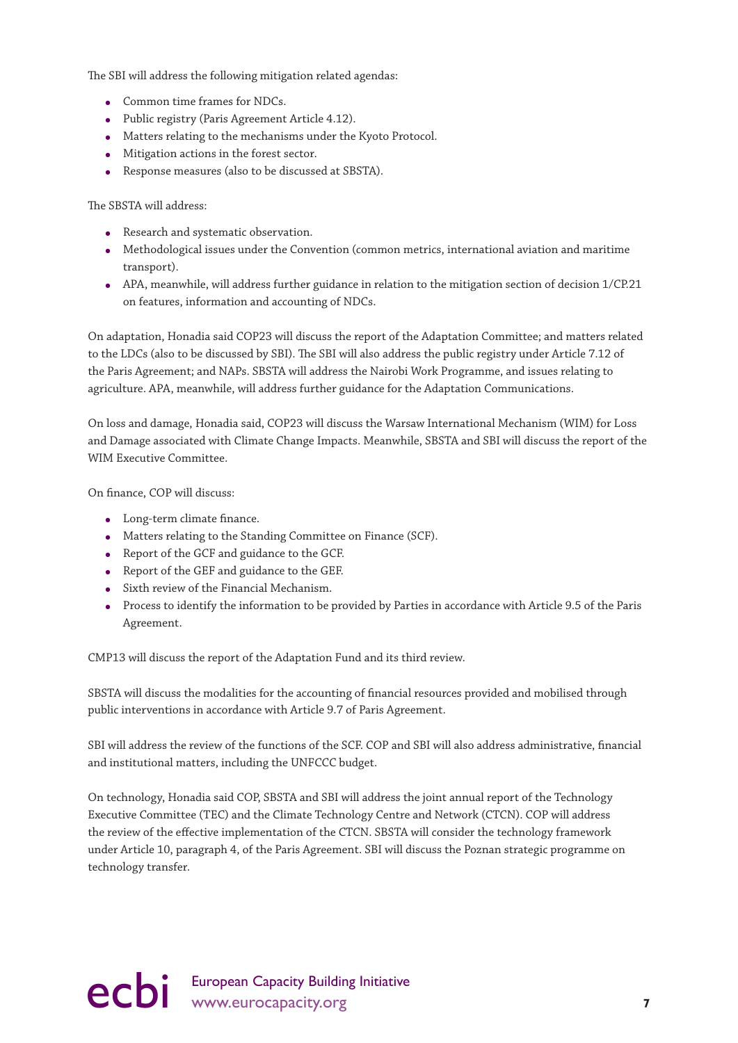The SBI will address the following mitigation related agendas:

- Common time frames for NDCs.
- Public registry (Paris Agreement Article 4.12).
- Matters relating to the mechanisms under the Kyoto Protocol.
- Mitigation actions in the forest sector.
- Response measures (also to be discussed at SBSTA).

The SBSTA will address:

- Research and systematic observation.
- Methodological issues under the Convention (common metrics, international aviation and maritime transport).
- APA, meanwhile, will address further guidance in relation to the mitigation section of decision 1/CP.21 on features, information and accounting of NDCs.

On adaptation, Honadia said COP23 will discuss the report of the Adaptation Committee; and matters related to the LDCs (also to be discussed by SBI). The SBI will also address the public registry under Article 7.12 of the Paris Agreement; and NAPs. SBSTA will address the Nairobi Work Programme, and issues relating to agriculture. APA, meanwhile, will address further guidance for the Adaptation Communications.

On loss and damage, Honadia said, COP23 will discuss the Warsaw International Mechanism (WIM) for Loss and Damage associated with Climate Change Impacts. Meanwhile, SBSTA and SBI will discuss the report of the WIM Executive Committee.

On finance, COP will discuss:

- Long-term climate finance.
- Matters relating to the Standing Committee on Finance (SCF).
- Report of the GCF and guidance to the GCF.
- Report of the GEF and guidance to the GEF.
- Sixth review of the Financial Mechanism.
- Process to identify the information to be provided by Parties in accordance with Article 9.5 of the Paris Agreement.

CMP13 will discuss the report of the Adaptation Fund and its third review.

SBSTA will discuss the modalities for the accounting of financial resources provided and mobilised through public interventions in accordance with Article 9.7 of Paris Agreement.

SBI will address the review of the functions of the SCF. COP and SBI will also address administrative, financial and institutional matters, including the UNFCCC budget.

On technology, Honadia said COP, SBSTA and SBI will address the joint annual report of the Technology Executive Committee (TEC) and the Climate Technology Centre and Network (CTCN). COP will address the review of the effective implementation of the CTCN. SBSTA will consider the technology framework under Article 10, paragraph 4, of the Paris Agreement. SBI will discuss the Poznan strategic programme on technology transfer.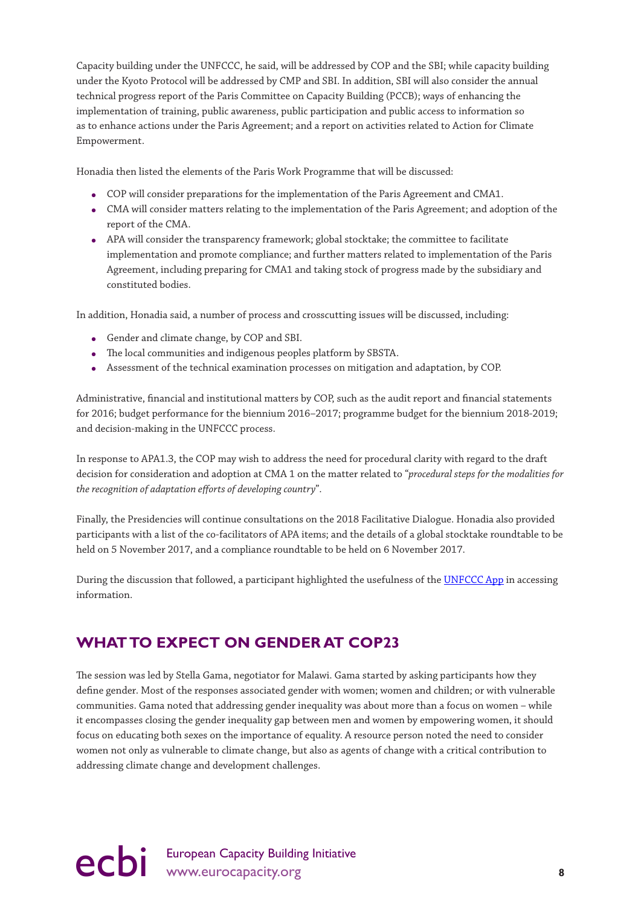Capacity building under the UNFCCC, he said, will be addressed by COP and the SBI; while capacity building under the Kyoto Protocol will be addressed by CMP and SBI. In addition, SBI will also consider the annual technical progress report of the Paris Committee on Capacity Building (PCCB); ways of enhancing the implementation of training, public awareness, public participation and public access to information so as to enhance actions under the Paris Agreement; and a report on activities related to Action for Climate Empowerment.

Honadia then listed the elements of the Paris Work Programme that will be discussed:

- COP will consider preparations for the implementation of the Paris Agreement and CMA1.
- CMA will consider matters relating to the implementation of the Paris Agreement; and adoption of the report of the CMA.
- APA will consider the transparency framework; global stocktake; the committee to facilitate implementation and promote compliance; and further matters related to implementation of the Paris Agreement, including preparing for CMA1 and taking stock of progress made by the subsidiary and constituted bodies.

In addition, Honadia said, a number of process and crosscutting issues will be discussed, including:

- Gender and climate change, by COP and SBI.
- The local communities and indigenous peoples platform by SBSTA.
- Assessment of the technical examination processes on mitigation and adaptation, by COP.

Administrative, financial and institutional matters by COP, such as the audit report and financial statements for 2016; budget performance for the biennium 2016–2017; programme budget for the biennium 2018-2019; and decision-making in the UNFCCC process.

In response to APA1.3, the COP may wish to address the need for procedural clarity with regard to the draft decision for consideration and adoption at CMA 1 on the matter related to "*procedural steps for the modalities for the recognition of adaptation efforts of developing country*".

Finally, the Presidencies will continue consultations on the 2018 Facilitative Dialogue. Honadia also provided participants with a list of the co-facilitators of APA items; and the details of a global stocktake roundtable to be held on 5 November 2017, and a compliance roundtable to be held on 6 November 2017.

During the discussion that followed, a participant highlighted the usefulness of the UNFCCC App in accessing information.

## WHAT TO EXPECT ON GENDER AT COP23

The session was led by Stella Gama, negotiator for Malawi. Gama started by asking participants how they define gender. Most of the responses associated gender with women; women and children; or with vulnerable communities. Gama noted that addressing gender inequality was about more than a focus on women – while it encompasses closing the gender inequality gap between men and women by empowering women, it should focus on educating both sexes on the importance of equality. A resource person noted the need to consider women not only as vulnerable to climate change, but also as agents of change with a critical contribution to addressing climate change and development challenges.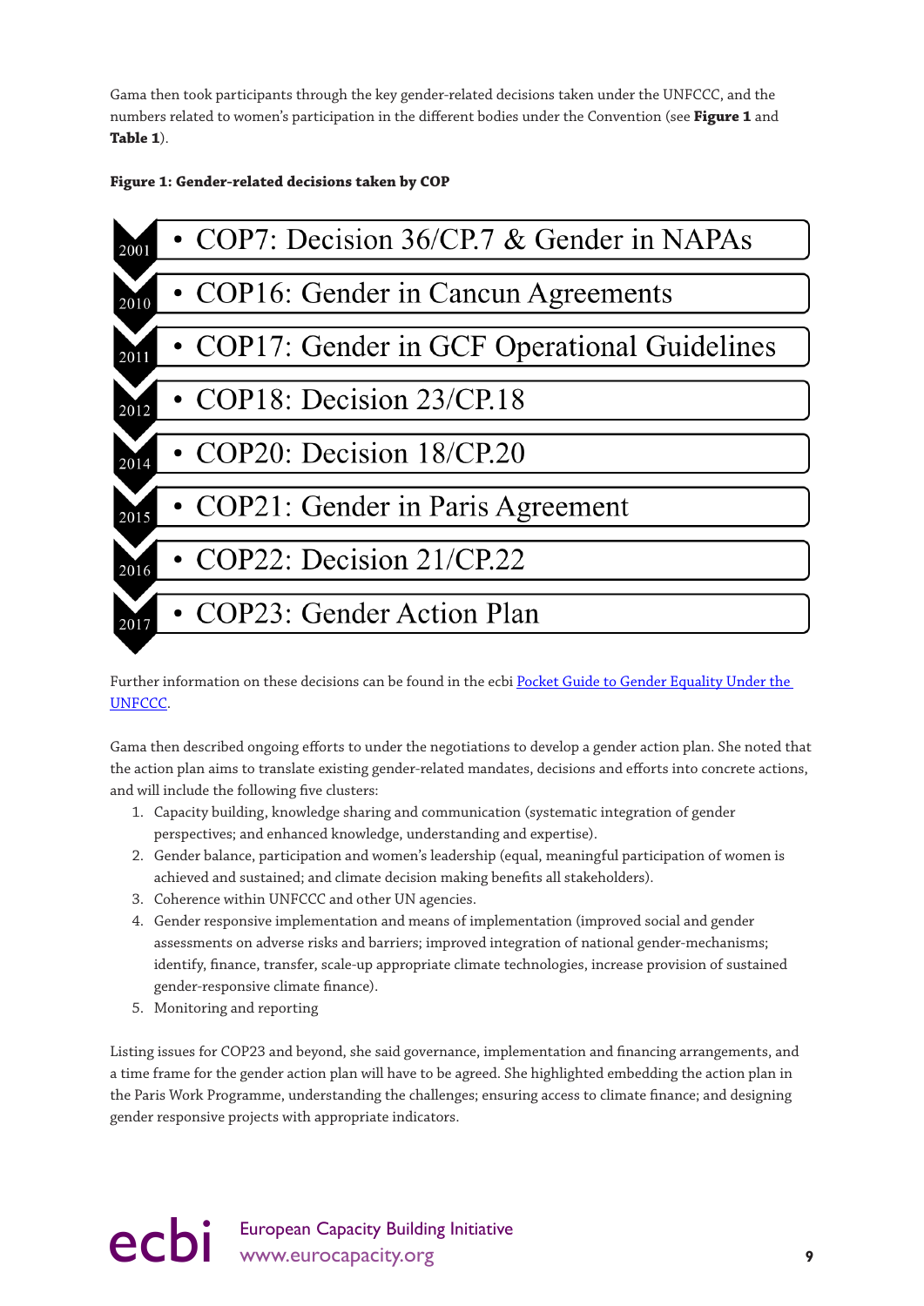Gama then took participants through the key gender-related decisions taken under the UNFCCC, and the numbers related to women's participation in the different bodies under the Convention (see **Figure 1** and **Table 1**).

**Figure 1: Gender-related decisions taken by COP**

| Year | Decision |
|---|---|
| 2001 | COP7: Decision 36/CP.7 & Gender in NAPAs |
| 2010 | COP16: Gender in Cancun Agreements |
| 2011 | COP17: Gender in GCF Operational Guidelines |
| 2012 | COP18: Decision 23/CP.18 |
| 2014 | COP20: Decision 18/CP.20 |
| 2015 | COP21: Gender in Paris Agreement |
| 2016 | COP22: Decision 21/CP.22 |
| 2017 | COP23: Gender Action Plan |

Further information on these decisions can be found in the ecbi Pocket Guide to Gender Equality Under the UNFCCC.

Gama then described ongoing efforts to under the negotiations to develop a gender action plan. She noted that the action plan aims to translate existing gender-related mandates, decisions and efforts into concrete actions, and will include the following five clusters:

1. Capacity building, knowledge sharing and communication (systematic integration of gender perspectives; and enhanced knowledge, understanding and expertise).
2. Gender balance, participation and women's leadership (equal, meaningful participation of women is achieved and sustained; and climate decision making benefits all stakeholders).
3. Coherence within UNFCCC and other UN agencies.
4. Gender responsive implementation and means of implementation (improved social and gender assessments on adverse risks and barriers; improved integration of national gender-mechanisms; identify, finance, transfer, scale-up appropriate climate technologies, increase provision of sustained gender-responsive climate finance).
5. Monitoring and reporting

Listing issues for COP23 and beyond, she said governance, implementation and financing arrangements, and a time frame for the gender action plan will have to be agreed. She highlighted embedding the action plan in the Paris Work Programme, understanding the challenges; ensuring access to climate finance; and designing gender responsive projects with appropriate indicators.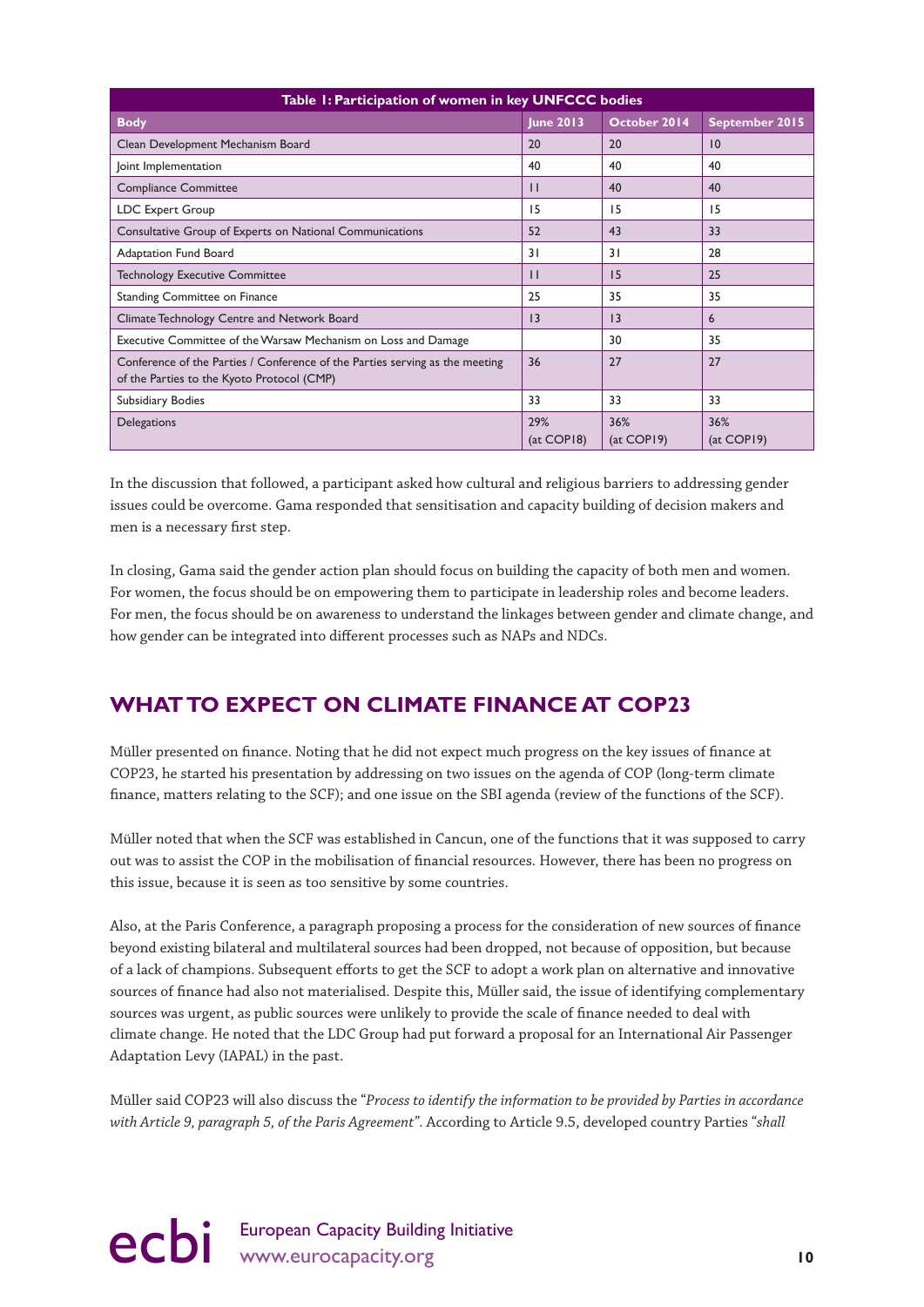| Table 1: Participation of women in key UNFCCC bodies | | | |
|---|---|---|---|
| **Body** | **June 2013** | **October 2014** | **September 2015** |
| Clean Development Mechanism Board | 20 | 20 | 10 |
| Joint Implementation | 40 | 40 | 40 |
| Compliance Committee | 11 | 40 | 40 |
| LDC Expert Group | 15 | 15 | 15 |
| Consultative Group of Experts on National Communications | 52 | 43 | 33 |
| Adaptation Fund Board | 31 | 31 | 28 |
| Technology Executive Committee | 11 | 15 | 25 |
| Standing Committee on Finance | 25 | 35 | 35 |
| Climate Technology Centre and Network Board | 13 | 13 | 6 |
| Executive Committee of the Warsaw Mechanism on Loss and Damage | | 30 | 35 |
| Conference of the Parties / Conference of the Parties serving as the meeting of the Parties to the Kyoto Protocol (CMP) | 36 | 27 | 27 |
| Subsidiary Bodies | 33 | 33 | 33 |
| Delegations | 29% (at COP18) | 36% (at COP19) | 36% (at COP19) |

In the discussion that followed, a participant asked how cultural and religious barriers to addressing gender issues could be overcome. Gama responded that sensitisation and capacity building of decision makers and men is a necessary first step.

In closing, Gama said the gender action plan should focus on building the capacity of both men and women. For women, the focus should be on empowering them to participate in leadership roles and become leaders. For men, the focus should be on awareness to understand the linkages between gender and climate change, and how gender can be integrated into different processes such as NAPs and NDCs.

## WHAT TO EXPECT ON CLIMATE FINANCE AT COP23

Müller presented on finance. Noting that he did not expect much progress on the key issues of finance at COP23, he started his presentation by addressing on two issues on the agenda of COP (long-term climate finance, matters relating to the SCF); and one issue on the SBI agenda (review of the functions of the SCF).

Müller noted that when the SCF was established in Cancun, one of the functions that it was supposed to carry out was to assist the COP in the mobilisation of financial resources. However, there has been no progress on this issue, because it is seen as too sensitive by some countries.

Also, at the Paris Conference, a paragraph proposing a process for the consideration of new sources of finance beyond existing bilateral and multilateral sources had been dropped, not because of opposition, but because of a lack of champions. Subsequent efforts to get the SCF to adopt a work plan on alternative and innovative sources of finance had also not materialised. Despite this, Müller said, the issue of identifying complementary sources was urgent, as public sources were unlikely to provide the scale of finance needed to deal with climate change. He noted that the LDC Group had put forward a proposal for an International Air Passenger Adaptation Levy (IAPAL) in the past.

Müller said COP23 will also discuss the "*Process to identify the information to be provided by Parties in accordance with Article 9, paragraph 5, of the Paris Agreement*". According to Article 9.5, developed country Parties "*shall*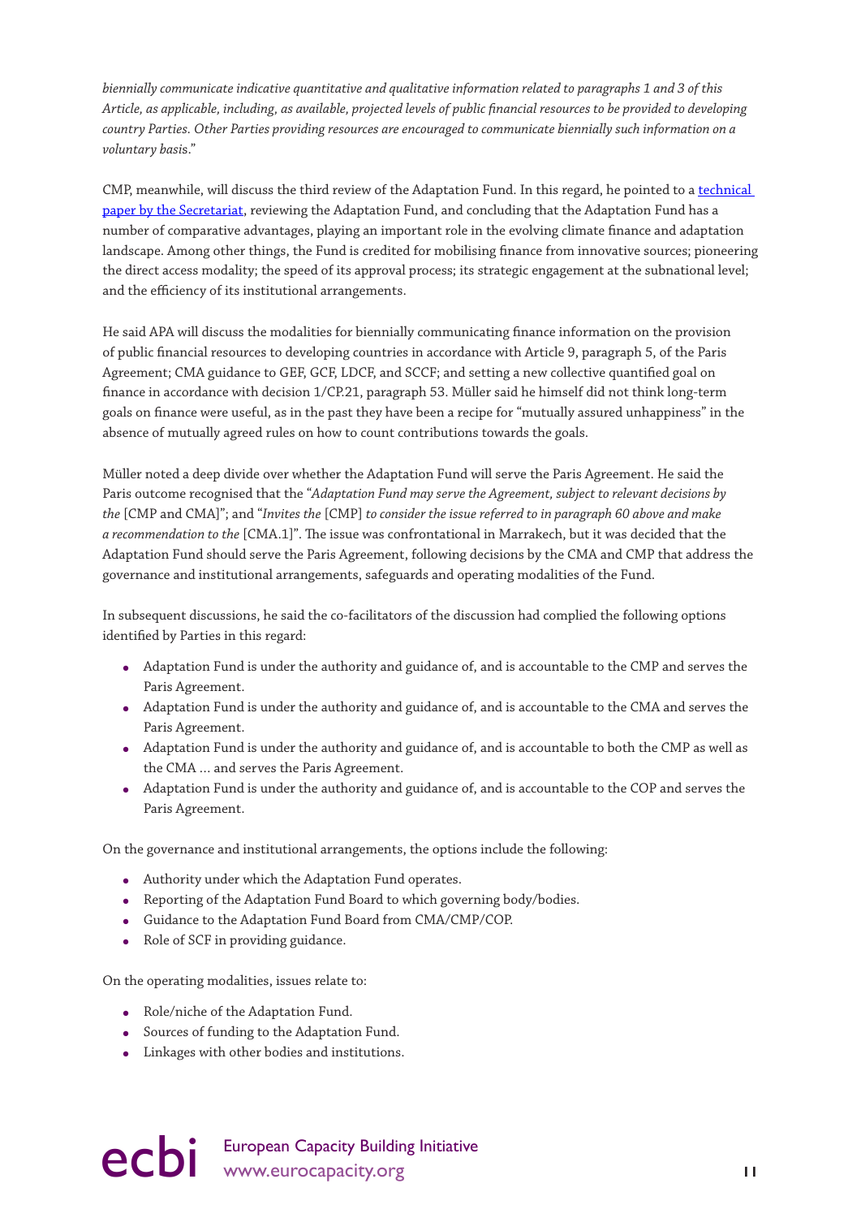*biennially communicate indicative quantitative and qualitative information related to paragraphs 1 and 3 of this Article, as applicable, including, as available, projected levels of public financial resources to be provided to developing country Parties. Other Parties providing resources are encouraged to communicate biennially such information on a voluntary basis*."

CMP, meanwhile, will discuss the third review of the Adaptation Fund. In this regard, he pointed to a [technical paper by the Secretariat](), reviewing the Adaptation Fund, and concluding that the Adaptation Fund has a number of comparative advantages, playing an important role in the evolving climate finance and adaptation landscape. Among other things, the Fund is credited for mobilising finance from innovative sources; pioneering the direct access modality; the speed of its approval process; its strategic engagement at the subnational level; and the efficiency of its institutional arrangements.

He said APA will discuss the modalities for biennially communicating finance information on the provision of public financial resources to developing countries in accordance with Article 9, paragraph 5, of the Paris Agreement; CMA guidance to GEF, GCF, LDCF, and SCCF; and setting a new collective quantified goal on finance in accordance with decision 1/CP.21, paragraph 53. Müller said he himself did not think long-term goals on finance were useful, as in the past they have been a recipe for "mutually assured unhappiness" in the absence of mutually agreed rules on how to count contributions towards the goals.

Müller noted a deep divide over whether the Adaptation Fund will serve the Paris Agreement. He said the Paris outcome recognised that the "*Adaptation Fund may serve the Agreement, subject to relevant decisions by the* [CMP and CMA]"; and "*Invites the* [CMP] *to consider the issue referred to in paragraph 60 above and make a recommendation to the* [CMA.1]". The issue was confrontational in Marrakech, but it was decided that the Adaptation Fund should serve the Paris Agreement, following decisions by the CMA and CMP that address the governance and institutional arrangements, safeguards and operating modalities of the Fund.

In subsequent discussions, he said the co-facilitators of the discussion had complied the following options identified by Parties in this regard:

- Adaptation Fund is under the authority and guidance of, and is accountable to the CMP and serves the Paris Agreement.
- Adaptation Fund is under the authority and guidance of, and is accountable to the CMA and serves the Paris Agreement.
- Adaptation Fund is under the authority and guidance of, and is accountable to both the CMP as well as the CMA … and serves the Paris Agreement.
- Adaptation Fund is under the authority and guidance of, and is accountable to the COP and serves the Paris Agreement.

On the governance and institutional arrangements, the options include the following:

- Authority under which the Adaptation Fund operates.
- Reporting of the Adaptation Fund Board to which governing body/bodies.
- Guidance to the Adaptation Fund Board from CMA/CMP/COP.
- Role of SCF in providing guidance.

On the operating modalities, issues relate to:

- Role/niche of the Adaptation Fund.
- Sources of funding to the Adaptation Fund.
- Linkages with other bodies and institutions.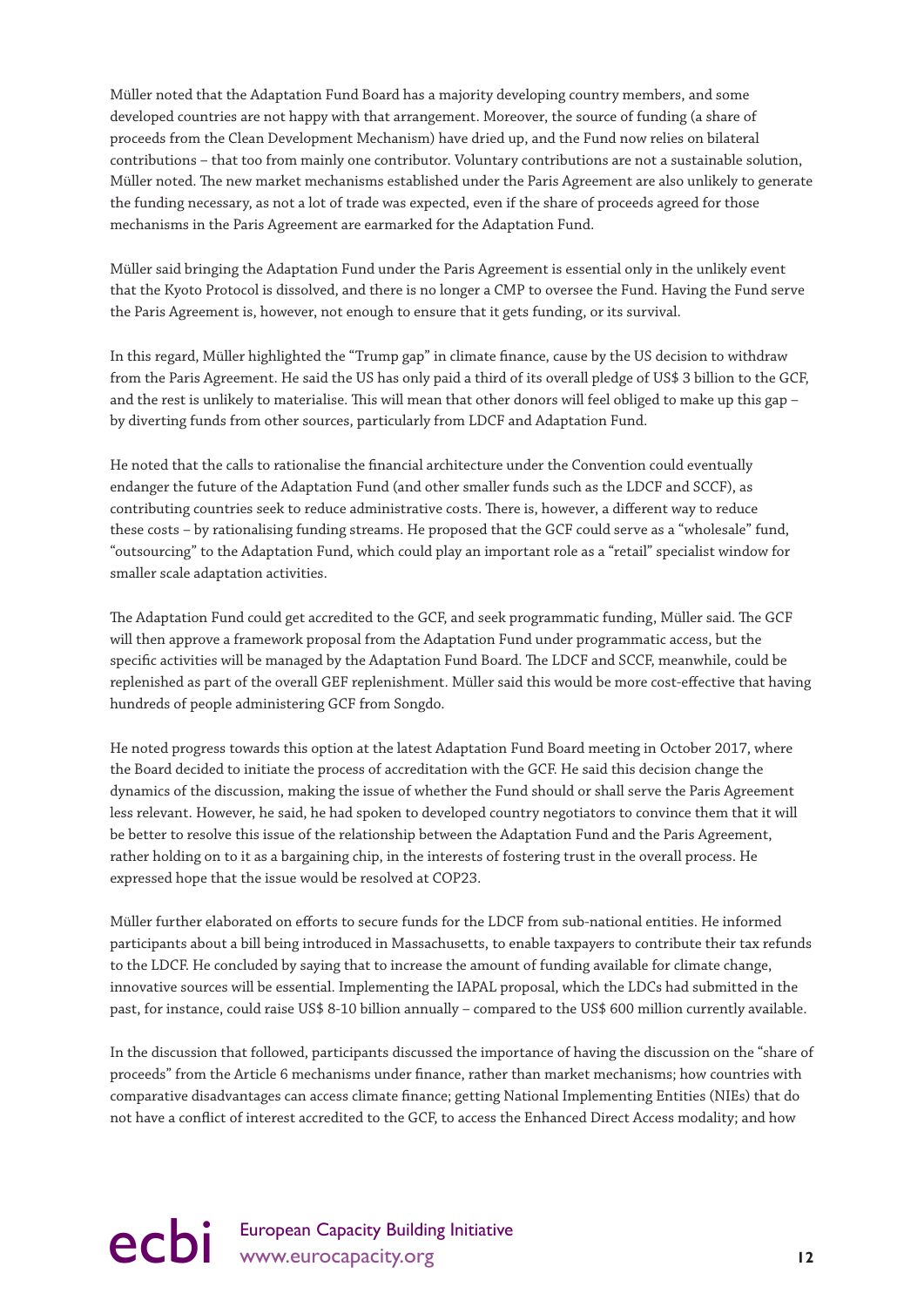Müller noted that the Adaptation Fund Board has a majority developing country members, and some developed countries are not happy with that arrangement. Moreover, the source of funding (a share of proceeds from the Clean Development Mechanism) have dried up, and the Fund now relies on bilateral contributions – that too from mainly one contributor. Voluntary contributions are not a sustainable solution, Müller noted. The new market mechanisms established under the Paris Agreement are also unlikely to generate the funding necessary, as not a lot of trade was expected, even if the share of proceeds agreed for those mechanisms in the Paris Agreement are earmarked for the Adaptation Fund.

Müller said bringing the Adaptation Fund under the Paris Agreement is essential only in the unlikely event that the Kyoto Protocol is dissolved, and there is no longer a CMP to oversee the Fund. Having the Fund serve the Paris Agreement is, however, not enough to ensure that it gets funding, or its survival.

In this regard, Müller highlighted the "Trump gap" in climate finance, cause by the US decision to withdraw from the Paris Agreement. He said the US has only paid a third of its overall pledge of US$ 3 billion to the GCF, and the rest is unlikely to materialise. This will mean that other donors will feel obliged to make up this gap – by diverting funds from other sources, particularly from LDCF and Adaptation Fund.

He noted that the calls to rationalise the financial architecture under the Convention could eventually endanger the future of the Adaptation Fund (and other smaller funds such as the LDCF and SCCF), as contributing countries seek to reduce administrative costs. There is, however, a different way to reduce these costs – by rationalising funding streams. He proposed that the GCF could serve as a "wholesale" fund, "outsourcing" to the Adaptation Fund, which could play an important role as a "retail" specialist window for smaller scale adaptation activities.

The Adaptation Fund could get accredited to the GCF, and seek programmatic funding, Müller said. The GCF will then approve a framework proposal from the Adaptation Fund under programmatic access, but the specific activities will be managed by the Adaptation Fund Board. The LDCF and SCCF, meanwhile, could be replenished as part of the overall GEF replenishment. Müller said this would be more cost-effective that having hundreds of people administering GCF from Songdo.

He noted progress towards this option at the latest Adaptation Fund Board meeting in October 2017, where the Board decided to initiate the process of accreditation with the GCF. He said this decision change the dynamics of the discussion, making the issue of whether the Fund should or shall serve the Paris Agreement less relevant. However, he said, he had spoken to developed country negotiators to convince them that it will be better to resolve this issue of the relationship between the Adaptation Fund and the Paris Agreement, rather holding on to it as a bargaining chip, in the interests of fostering trust in the overall process. He expressed hope that the issue would be resolved at COP23.

Müller further elaborated on efforts to secure funds for the LDCF from sub-national entities. He informed participants about a bill being introduced in Massachusetts, to enable taxpayers to contribute their tax refunds to the LDCF. He concluded by saying that to increase the amount of funding available for climate change, innovative sources will be essential. Implementing the IAPAL proposal, which the LDCs had submitted in the past, for instance, could raise US$ 8-10 billion annually – compared to the US$ 600 million currently available.

In the discussion that followed, participants discussed the importance of having the discussion on the "share of proceeds" from the Article 6 mechanisms under finance, rather than market mechanisms; how countries with comparative disadvantages can access climate finance; getting National Implementing Entities (NIEs) that do not have a conflict of interest accredited to the GCF, to access the Enhanced Direct Access modality; and how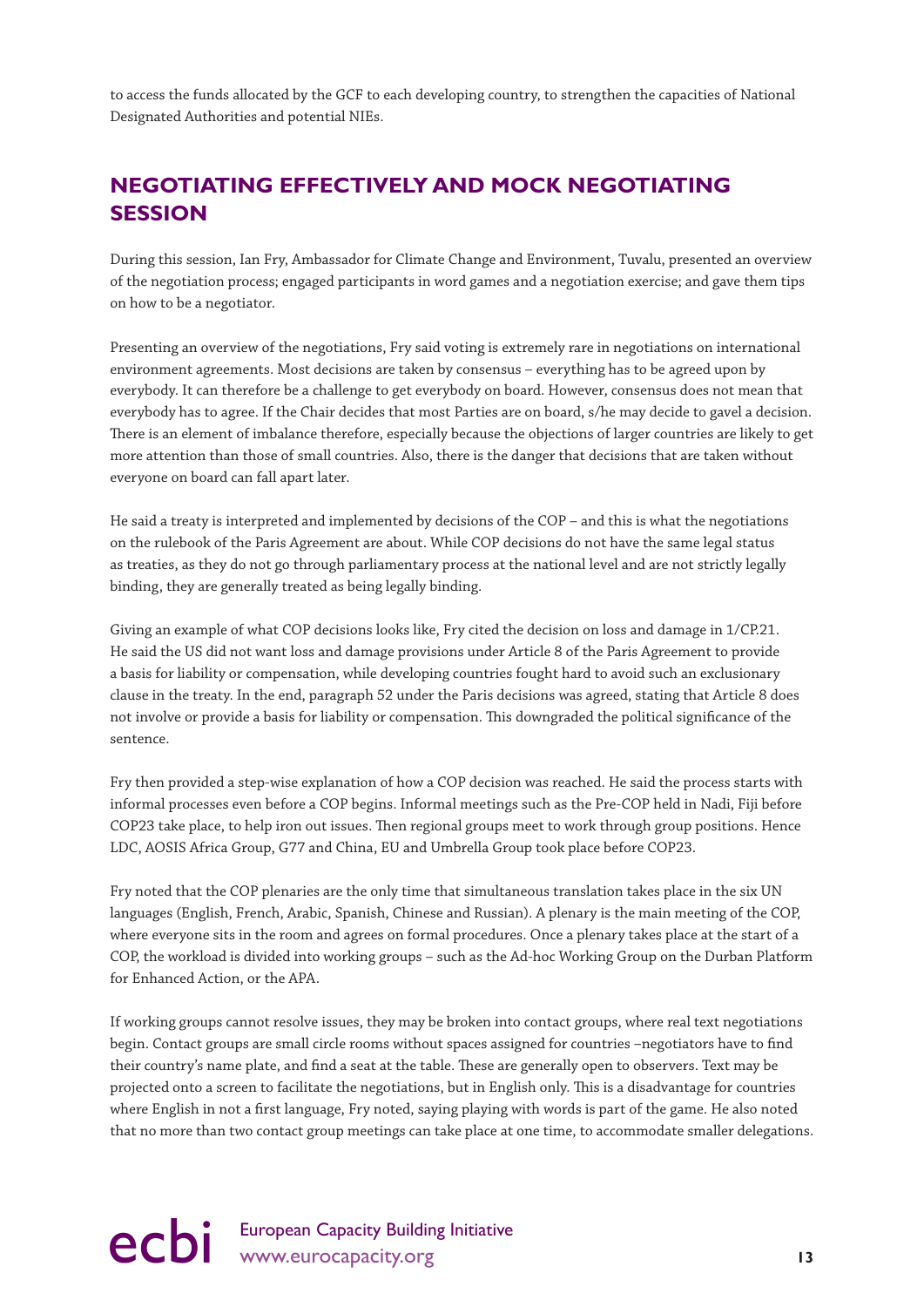to access the funds allocated by the GCF to each developing country, to strengthen the capacities of National Designated Authorities and potential NIEs.

## NEGOTIATING EFFECTIVELY AND MOCK NEGOTIATING SESSION

During this session, Ian Fry, Ambassador for Climate Change and Environment, Tuvalu, presented an overview of the negotiation process; engaged participants in word games and a negotiation exercise; and gave them tips on how to be a negotiator.

Presenting an overview of the negotiations, Fry said voting is extremely rare in negotiations on international environment agreements. Most decisions are taken by consensus – everything has to be agreed upon by everybody. It can therefore be a challenge to get everybody on board. However, consensus does not mean that everybody has to agree. If the Chair decides that most Parties are on board, s/he may decide to gavel a decision. There is an element of imbalance therefore, especially because the objections of larger countries are likely to get more attention than those of small countries. Also, there is the danger that decisions that are taken without everyone on board can fall apart later.

He said a treaty is interpreted and implemented by decisions of the COP – and this is what the negotiations on the rulebook of the Paris Agreement are about. While COP decisions do not have the same legal status as treaties, as they do not go through parliamentary process at the national level and are not strictly legally binding, they are generally treated as being legally binding.

Giving an example of what COP decisions looks like, Fry cited the decision on loss and damage in 1/CP.21. He said the US did not want loss and damage provisions under Article 8 of the Paris Agreement to provide a basis for liability or compensation, while developing countries fought hard to avoid such an exclusionary clause in the treaty. In the end, paragraph 52 under the Paris decisions was agreed, stating that Article 8 does not involve or provide a basis for liability or compensation. This downgraded the political significance of the sentence.

Fry then provided a step-wise explanation of how a COP decision was reached. He said the process starts with informal processes even before a COP begins. Informal meetings such as the Pre-COP held in Nadi, Fiji before COP23 take place, to help iron out issues. Then regional groups meet to work through group positions. Hence LDC, AOSIS Africa Group, G77 and China, EU and Umbrella Group took place before COP23.

Fry noted that the COP plenaries are the only time that simultaneous translation takes place in the six UN languages (English, French, Arabic, Spanish, Chinese and Russian). A plenary is the main meeting of the COP, where everyone sits in the room and agrees on formal procedures. Once a plenary takes place at the start of a COP, the workload is divided into working groups – such as the Ad-hoc Working Group on the Durban Platform for Enhanced Action, or the APA.

If working groups cannot resolve issues, they may be broken into contact groups, where real text negotiations begin. Contact groups are small circle rooms without spaces assigned for countries –negotiators have to find their country's name plate, and find a seat at the table. These are generally open to observers. Text may be projected onto a screen to facilitate the negotiations, but in English only. This is a disadvantage for countries where English in not a first language, Fry noted, saying playing with words is part of the game. He also noted that no more than two contact group meetings can take place at one time, to accommodate smaller delegations.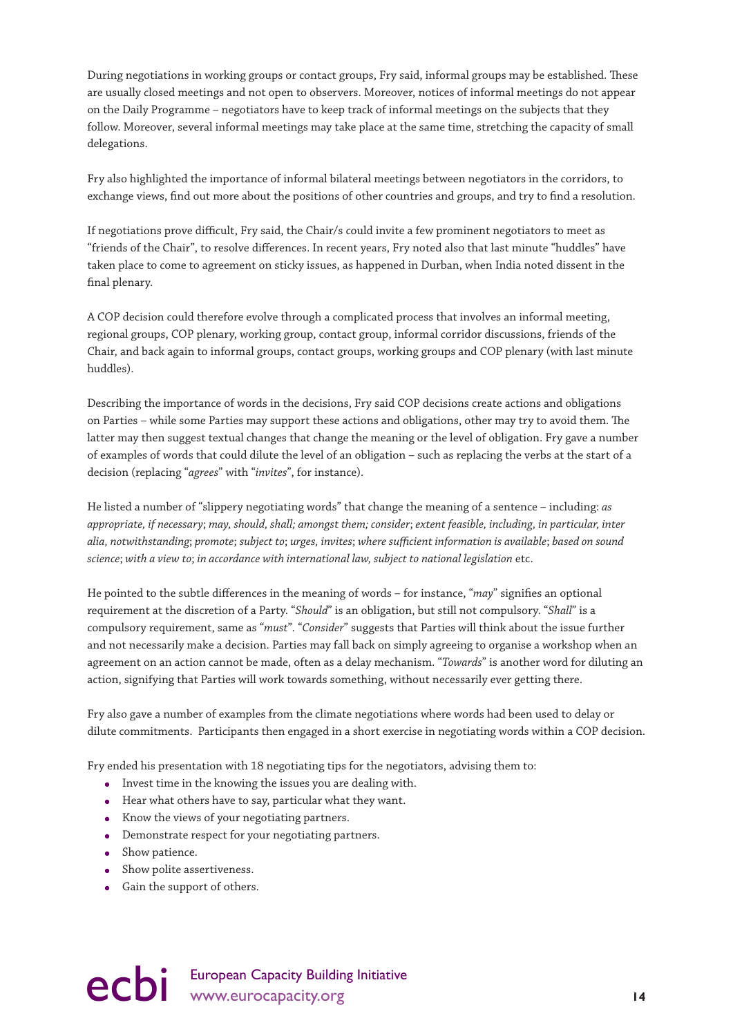During negotiations in working groups or contact groups, Fry said, informal groups may be established. These are usually closed meetings and not open to observers. Moreover, notices of informal meetings do not appear on the Daily Programme – negotiators have to keep track of informal meetings on the subjects that they follow. Moreover, several informal meetings may take place at the same time, stretching the capacity of small delegations.

Fry also highlighted the importance of informal bilateral meetings between negotiators in the corridors, to exchange views, find out more about the positions of other countries and groups, and try to find a resolution.

If negotiations prove difficult, Fry said, the Chair/s could invite a few prominent negotiators to meet as "friends of the Chair", to resolve differences. In recent years, Fry noted also that last minute "huddles" have taken place to come to agreement on sticky issues, as happened in Durban, when India noted dissent in the final plenary.

A COP decision could therefore evolve through a complicated process that involves an informal meeting, regional groups, COP plenary, working group, contact group, informal corridor discussions, friends of the Chair, and back again to informal groups, contact groups, working groups and COP plenary (with last minute huddles).

Describing the importance of words in the decisions, Fry said COP decisions create actions and obligations on Parties – while some Parties may support these actions and obligations, other may try to avoid them. The latter may then suggest textual changes that change the meaning or the level of obligation. Fry gave a number of examples of words that could dilute the level of an obligation – such as replacing the verbs at the start of a decision (replacing "*agrees*" with "*invites*", for instance).

He listed a number of "slippery negotiating words" that change the meaning of a sentence – including: *as appropriate, if necessary*; *may, should, shall; amongst them; consider*; *extent feasible, including, in particular, inter alia, notwithstanding*; *promote*; *subject to*; *urges, invites*; *where sufficient information is available*; *based on sound science*; *with a view to*; *in accordance with international law, subject to national legislation* etc.

He pointed to the subtle differences in the meaning of words – for instance, "*may*" signifies an optional requirement at the discretion of a Party. "*Should*" is an obligation, but still not compulsory. "*Shall*" is a compulsory requirement, same as "*must*". "*Consider*" suggests that Parties will think about the issue further and not necessarily make a decision. Parties may fall back on simply agreeing to organise a workshop when an agreement on an action cannot be made, often as a delay mechanism. "*Towards*" is another word for diluting an action, signifying that Parties will work towards something, without necessarily ever getting there.

Fry also gave a number of examples from the climate negotiations where words had been used to delay or dilute commitments. Participants then engaged in a short exercise in negotiating words within a COP decision.

Fry ended his presentation with 18 negotiating tips for the negotiators, advising them to:

- Invest time in the knowing the issues you are dealing with.
- Hear what others have to say, particular what they want.
- Know the views of your negotiating partners.
- Demonstrate respect for your negotiating partners.
- Show patience.
- Show polite assertiveness.
- Gain the support of others.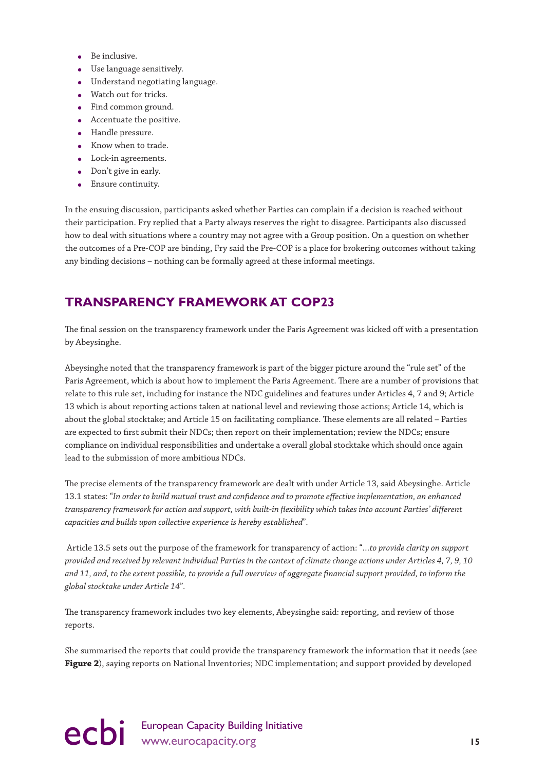- Be inclusive.
- Use language sensitively.
- Understand negotiating language.
- Watch out for tricks.
- Find common ground.
- Accentuate the positive.
- Handle pressure.
- Know when to trade.
- Lock-in agreements.
- Don't give in early.
- Ensure continuity.

In the ensuing discussion, participants asked whether Parties can complain if a decision is reached without their participation. Fry replied that a Party always reserves the right to disagree. Participants also discussed how to deal with situations where a country may not agree with a Group position. On a question on whether the outcomes of a Pre-COP are binding, Fry said the Pre-COP is a place for brokering outcomes without taking any binding decisions – nothing can be formally agreed at these informal meetings.

## TRANSPARENCY FRAMEWORK AT COP23

The final session on the transparency framework under the Paris Agreement was kicked off with a presentation by Abeysinghe.

Abeysinghe noted that the transparency framework is part of the bigger picture around the "rule set" of the Paris Agreement, which is about how to implement the Paris Agreement. There are a number of provisions that relate to this rule set, including for instance the NDC guidelines and features under Articles 4, 7 and 9; Article 13 which is about reporting actions taken at national level and reviewing those actions; Article 14, which is about the global stocktake; and Article 15 on facilitating compliance. These elements are all related – Parties are expected to first submit their NDCs; then report on their implementation; review the NDCs; ensure compliance on individual responsibilities and undertake a overall global stocktake which should once again lead to the submission of more ambitious NDCs.

The precise elements of the transparency framework are dealt with under Article 13, said Abeysinghe. Article 13.1 states: "*In order to build mutual trust and confidence and to promote effective implementation, an enhanced transparency framework for action and support, with built-in flexibility which takes into account Parties' different capacities and builds upon collective experience is hereby established*".

Article 13.5 sets out the purpose of the framework for transparency of action: "*...to provide clarity on support provided and received by relevant individual Parties in the context of climate change actions under Articles 4, 7, 9, 10 and 11, and, to the extent possible, to provide a full overview of aggregate financial support provided, to inform the global stocktake under Article 14*".

The transparency framework includes two key elements, Abeysinghe said: reporting, and review of those reports.

She summarised the reports that could provide the transparency framework the information that it needs (see **Figure 2**), saying reports on National Inventories; NDC implementation; and support provided by developed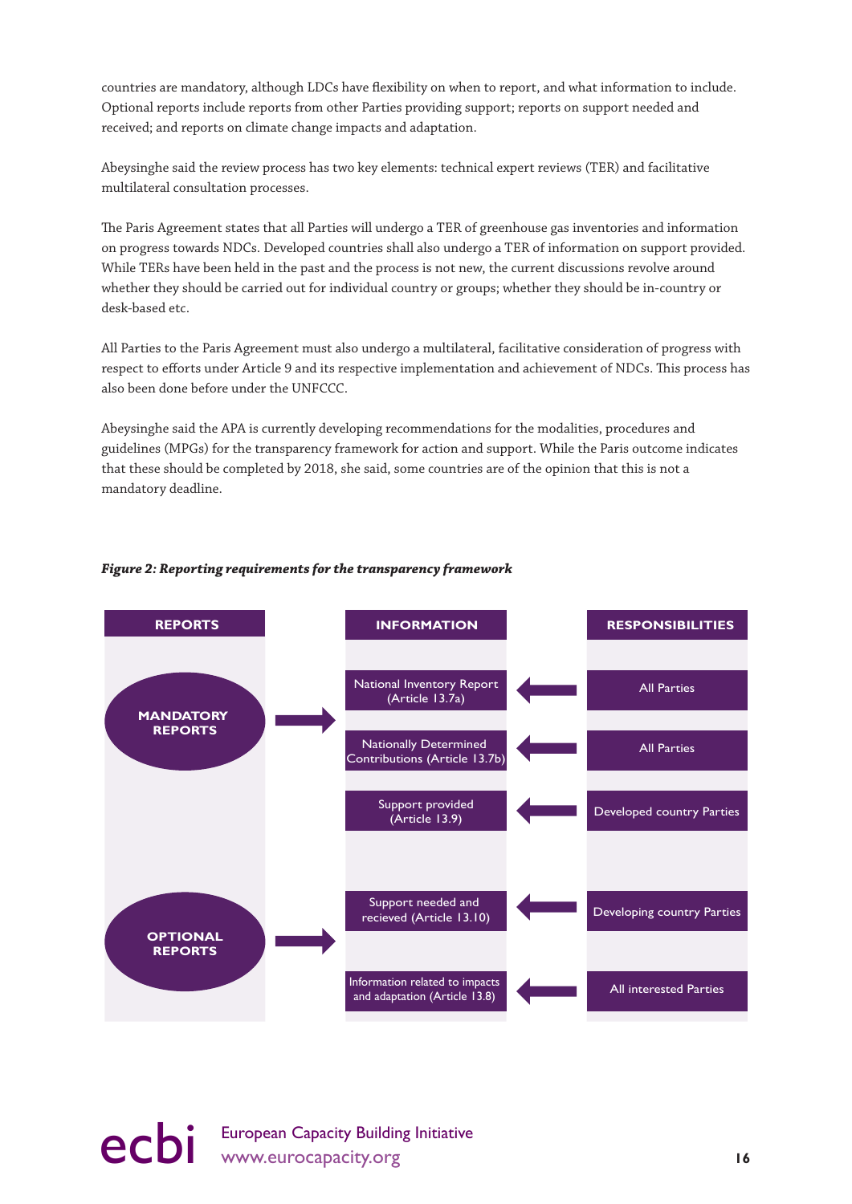countries are mandatory, although LDCs have flexibility on when to report, and what information to include. Optional reports include reports from other Parties providing support; reports on support needed and received; and reports on climate change impacts and adaptation.

Abeysinghe said the review process has two key elements: technical expert reviews (TER) and facilitative multilateral consultation processes.

The Paris Agreement states that all Parties will undergo a TER of greenhouse gas inventories and information on progress towards NDCs. Developed countries shall also undergo a TER of information on support provided. While TERs have been held in the past and the process is not new, the current discussions revolve around whether they should be carried out for individual country or groups; whether they should be in-country or desk-based etc.

All Parties to the Paris Agreement must also undergo a multilateral, facilitative consideration of progress with respect to efforts under Article 9 and its respective implementation and achievement of NDCs. This process has also been done before under the UNFCCC.

Abeysinghe said the APA is currently developing recommendations for the modalities, procedures and guidelines (MPGs) for the transparency framework for action and support. While the Paris outcome indicates that these should be completed by 2018, she said, some countries are of the opinion that this is not a mandatory deadline.

***Figure 2: Reporting requirements for the transparency framework***

| REPORTS | INFORMATION | RESPONSIBILITIES |
|---|---|---|
| MANDATORY REPORTS | National Inventory Report (Article 13.7a) | All Parties |
| | Nationally Determined Contributions (Article 13.7b) | All Parties |
| | Support provided (Article 13.9) | Developed country Parties |
| OPTIONAL REPORTS | Support needed and recieved (Article 13.10) | Developing country Parties |
| | Information related to impacts and adaptation (Article 13.8) | All interested Parties |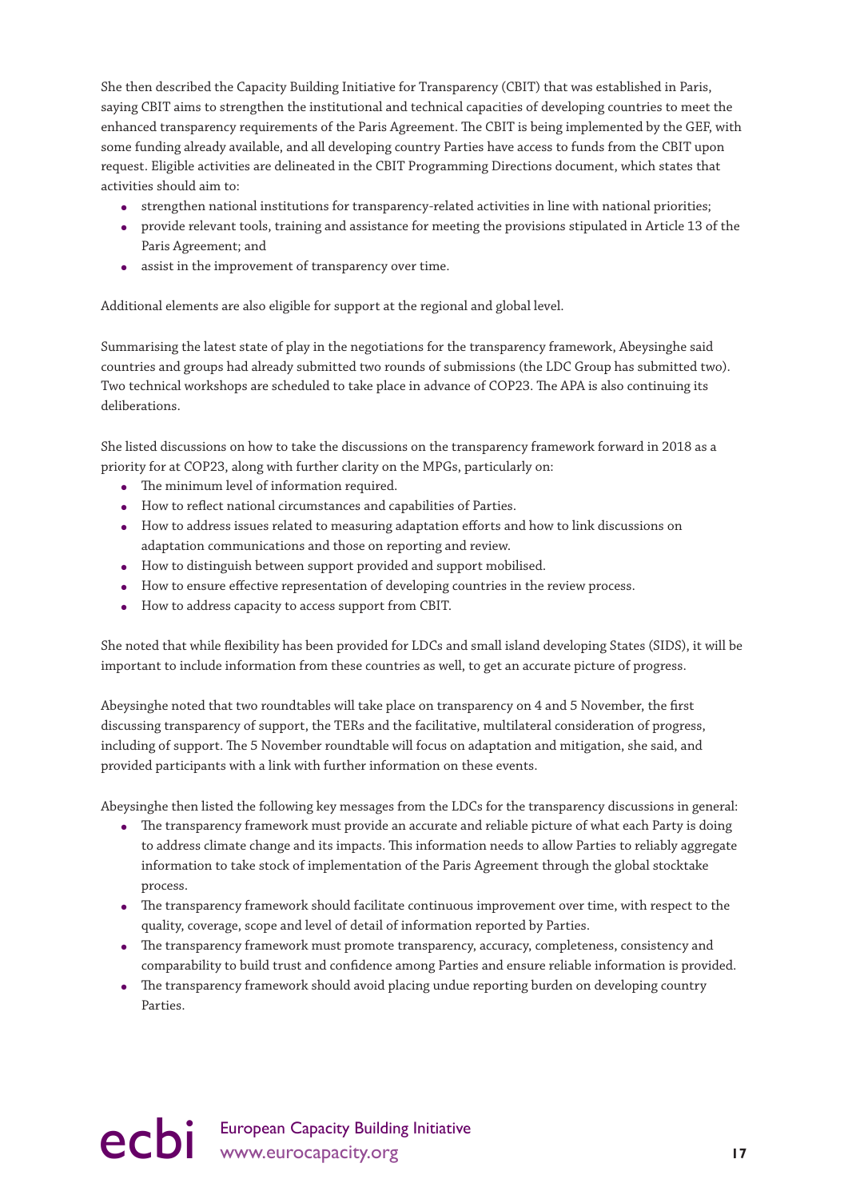She then described the Capacity Building Initiative for Transparency (CBIT) that was established in Paris, saying CBIT aims to strengthen the institutional and technical capacities of developing countries to meet the enhanced transparency requirements of the Paris Agreement. The CBIT is being implemented by the GEF, with some funding already available, and all developing country Parties have access to funds from the CBIT upon request. Eligible activities are delineated in the CBIT Programming Directions document, which states that activities should aim to:

- strengthen national institutions for transparency-related activities in line with national priorities;
- provide relevant tools, training and assistance for meeting the provisions stipulated in Article 13 of the Paris Agreement; and
- assist in the improvement of transparency over time.

Additional elements are also eligible for support at the regional and global level.

Summarising the latest state of play in the negotiations for the transparency framework, Abeysinghe said countries and groups had already submitted two rounds of submissions (the LDC Group has submitted two). Two technical workshops are scheduled to take place in advance of COP23. The APA is also continuing its deliberations.

She listed discussions on how to take the discussions on the transparency framework forward in 2018 as a priority for at COP23, along with further clarity on the MPGs, particularly on:

- The minimum level of information required.
- How to reflect national circumstances and capabilities of Parties.
- How to address issues related to measuring adaptation efforts and how to link discussions on adaptation communications and those on reporting and review.
- How to distinguish between support provided and support mobilised.
- How to ensure effective representation of developing countries in the review process.
- How to address capacity to access support from CBIT.

She noted that while flexibility has been provided for LDCs and small island developing States (SIDS), it will be important to include information from these countries as well, to get an accurate picture of progress.

Abeysinghe noted that two roundtables will take place on transparency on 4 and 5 November, the first discussing transparency of support, the TERs and the facilitative, multilateral consideration of progress, including of support. The 5 November roundtable will focus on adaptation and mitigation, she said, and provided participants with a link with further information on these events.

Abeysinghe then listed the following key messages from the LDCs for the transparency discussions in general:

- The transparency framework must provide an accurate and reliable picture of what each Party is doing to address climate change and its impacts. This information needs to allow Parties to reliably aggregate information to take stock of implementation of the Paris Agreement through the global stocktake process.
- The transparency framework should facilitate continuous improvement over time, with respect to the quality, coverage, scope and level of detail of information reported by Parties.
- The transparency framework must promote transparency, accuracy, completeness, consistency and comparability to build trust and confidence among Parties and ensure reliable information is provided.
- The transparency framework should avoid placing undue reporting burden on developing country Parties.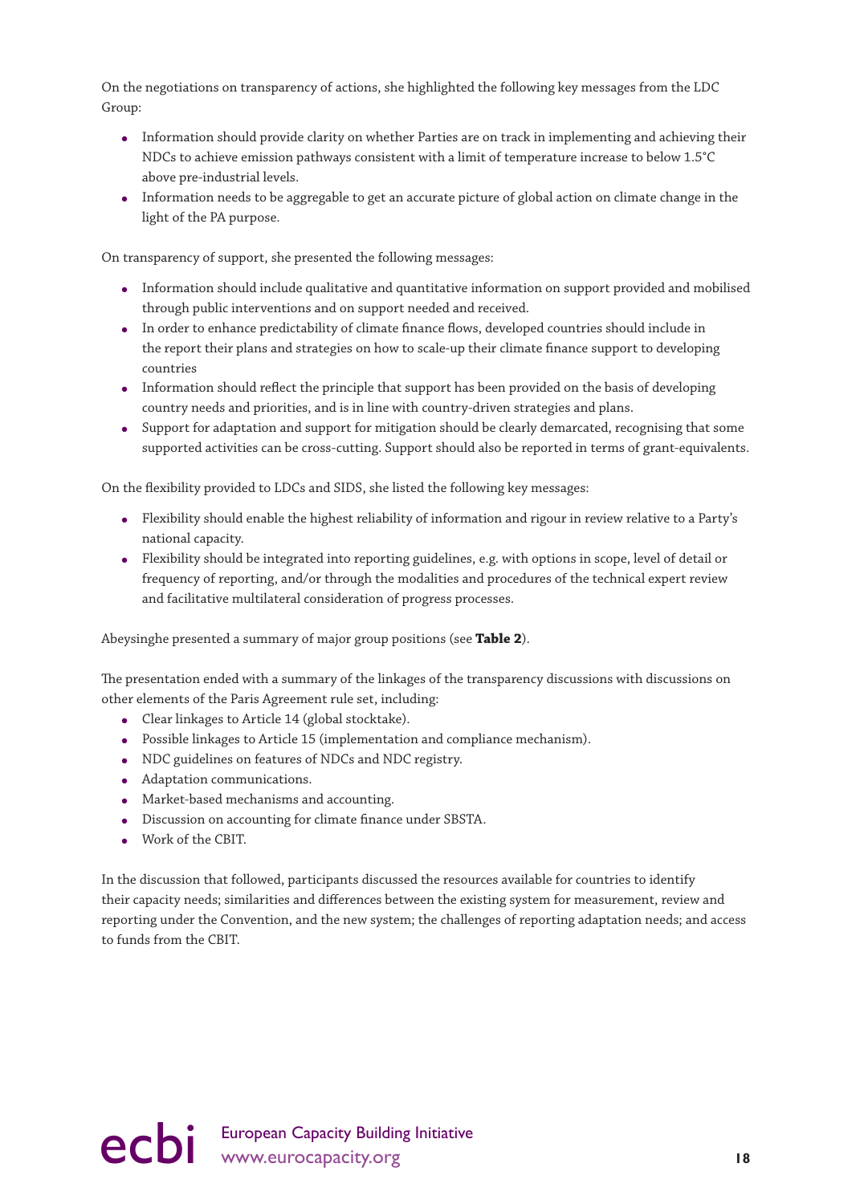On the negotiations on transparency of actions, she highlighted the following key messages from the LDC Group:

- Information should provide clarity on whether Parties are on track in implementing and achieving their NDCs to achieve emission pathways consistent with a limit of temperature increase to below 1.5°C above pre-industrial levels.
- Information needs to be aggregable to get an accurate picture of global action on climate change in the light of the PA purpose.

On transparency of support, she presented the following messages:

- Information should include qualitative and quantitative information on support provided and mobilised through public interventions and on support needed and received.
- In order to enhance predictability of climate finance flows, developed countries should include in the report their plans and strategies on how to scale-up their climate finance support to developing countries
- Information should reflect the principle that support has been provided on the basis of developing country needs and priorities, and is in line with country-driven strategies and plans.
- Support for adaptation and support for mitigation should be clearly demarcated, recognising that some supported activities can be cross-cutting. Support should also be reported in terms of grant-equivalents.

On the flexibility provided to LDCs and SIDS, she listed the following key messages:

- Flexibility should enable the highest reliability of information and rigour in review relative to a Party's national capacity.
- Flexibility should be integrated into reporting guidelines, e.g. with options in scope, level of detail or frequency of reporting, and/or through the modalities and procedures of the technical expert review and facilitative multilateral consideration of progress processes.

Abeysinghe presented a summary of major group positions (see **Table 2**).

The presentation ended with a summary of the linkages of the transparency discussions with discussions on other elements of the Paris Agreement rule set, including:

- Clear linkages to Article 14 (global stocktake).
- Possible linkages to Article 15 (implementation and compliance mechanism).
- NDC guidelines on features of NDCs and NDC registry.
- Adaptation communications.
- Market-based mechanisms and accounting.
- Discussion on accounting for climate finance under SBSTA.
- Work of the CBIT.

In the discussion that followed, participants discussed the resources available for countries to identify their capacity needs; similarities and differences between the existing system for measurement, review and reporting under the Convention, and the new system; the challenges of reporting adaptation needs; and access to funds from the CBIT.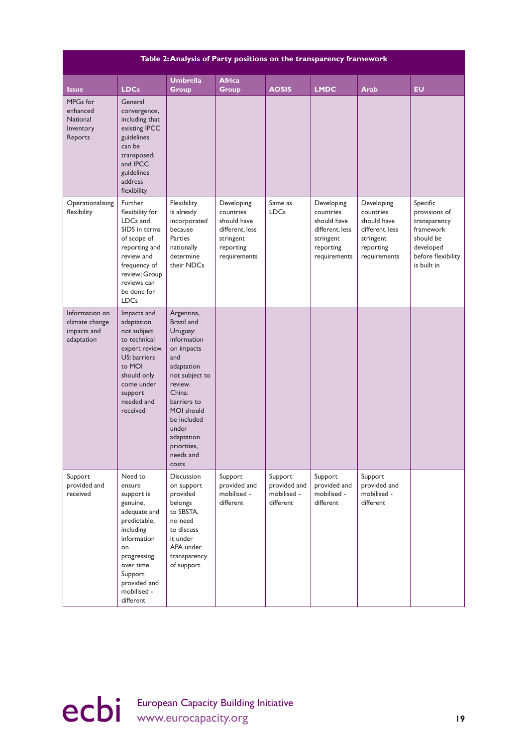**Table 2: Analysis of Party positions on the transparency framework**

| Issue | LDCs | Umbrella Group | Africa Group | AOSIS | LMDC | Arab | EU |
|---|---|---|---|---|---|---|---|
| MPGs for enhanced National Inventory Reports | General convergence, including that existing IPCC guidelines can be transposed; and IPCC guidelines address flexibility | | | | | | |
| Operationalising flexibility | Further flexibility for LDCs and SIDS in terms of scope of reporting and review and frequency of review; Group reviews can be done for LDCs | Flexibility is already incorporated because Parties nationally determine their NDCs | Developing countries should have different, less stringent reporting requirements | Same as LDCs | Developing countries should have different, less stringent reporting requirements | Developing countries should have different, less stringent reporting requirements | Specific provisions of transparency framework should be developed before flexibility is built in |
| Information on climate change impacts and adaptation | Impacts and adaptation not subject to technical expert review. US: barriers to MOI should only come under support needed and received | Argentina, Brazil and Uruguay: information on impacts and adaptation not subject to review. China: barriers to MOI should be included under adaptation priorities, needs and costs | | | | | |
| Support provided and received | Need to ensure support is genuine, adequate and predictable, including information on progressing over time. Support provided and mobilised - different | Discussion on support provided belongs to SBSTA, no need to discuss it under APA under transparency of support | Support provided and mobilised - different | Support provided and mobilised - different | Support provided and mobilised - different | Support provided and mobilised - different | |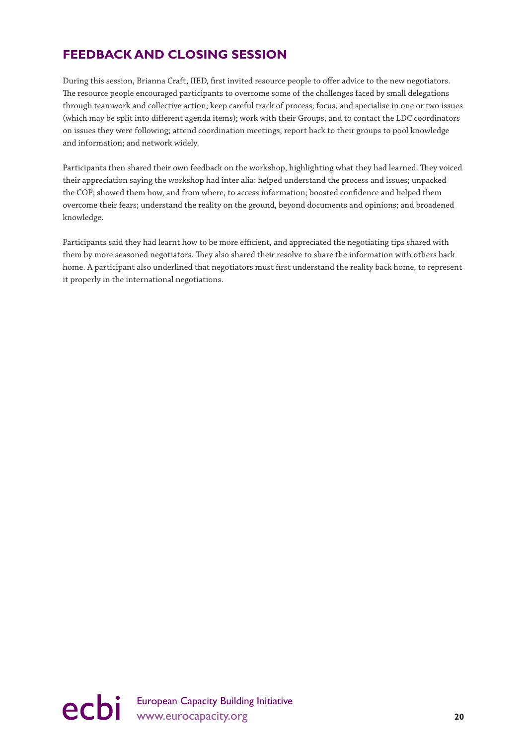## FEEDBACK AND CLOSING SESSION

During this session, Brianna Craft, IIED, first invited resource people to offer advice to the new negotiators. The resource people encouraged participants to overcome some of the challenges faced by small delegations through teamwork and collective action; keep careful track of process; focus, and specialise in one or two issues (which may be split into different agenda items); work with their Groups, and to contact the LDC coordinators on issues they were following; attend coordination meetings; report back to their groups to pool knowledge and information; and network widely.

Participants then shared their own feedback on the workshop, highlighting what they had learned. They voiced their appreciation saying the workshop had inter alia: helped understand the process and issues; unpacked the COP; showed them how, and from where, to access information; boosted confidence and helped them overcome their fears; understand the reality on the ground, beyond documents and opinions; and broadened knowledge.

Participants said they had learnt how to be more efficient, and appreciated the negotiating tips shared with them by more seasoned negotiators. They also shared their resolve to share the information with others back home. A participant also underlined that negotiators must first understand the reality back home, to represent it properly in the international negotiations.